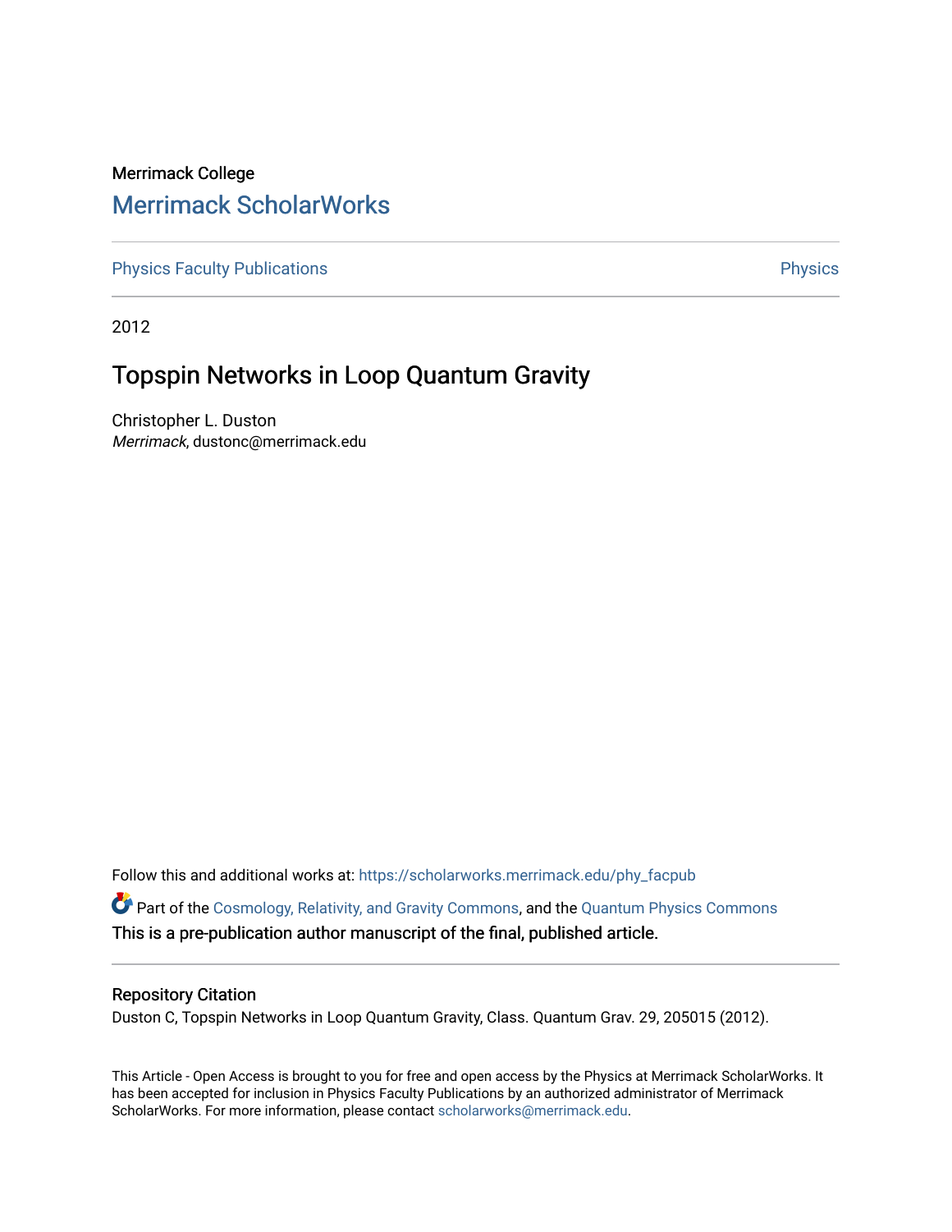Merrimack College

# Merrimack ScholarWorks

Physics Faculty Publications | Physics

2012

## Topspin Networks in Loop Quantum Gravity

Christopher L. Duston

*Merrimack*, dustonc@merrimack.edu

Follow this and additional works at: https://scholarworks.merrimack.edu/phy_facpub

Part of the Cosmology, Relativity, and Gravity Commons, and the Quantum Physics Commons

This is a pre-publication author manuscript of the final, published article.

### Repository Citation

Duston C, Topspin Networks in Loop Quantum Gravity, Class. Quantum Grav. 29, 205015 (2012).

This Article - Open Access is brought to you for free and open access by the Physics at Merrimack ScholarWorks. It has been accepted for inclusion in Physics Faculty Publications by an authorized administrator of Merrimack ScholarWorks. For more information, please contact scholarworks@merrimack.edu.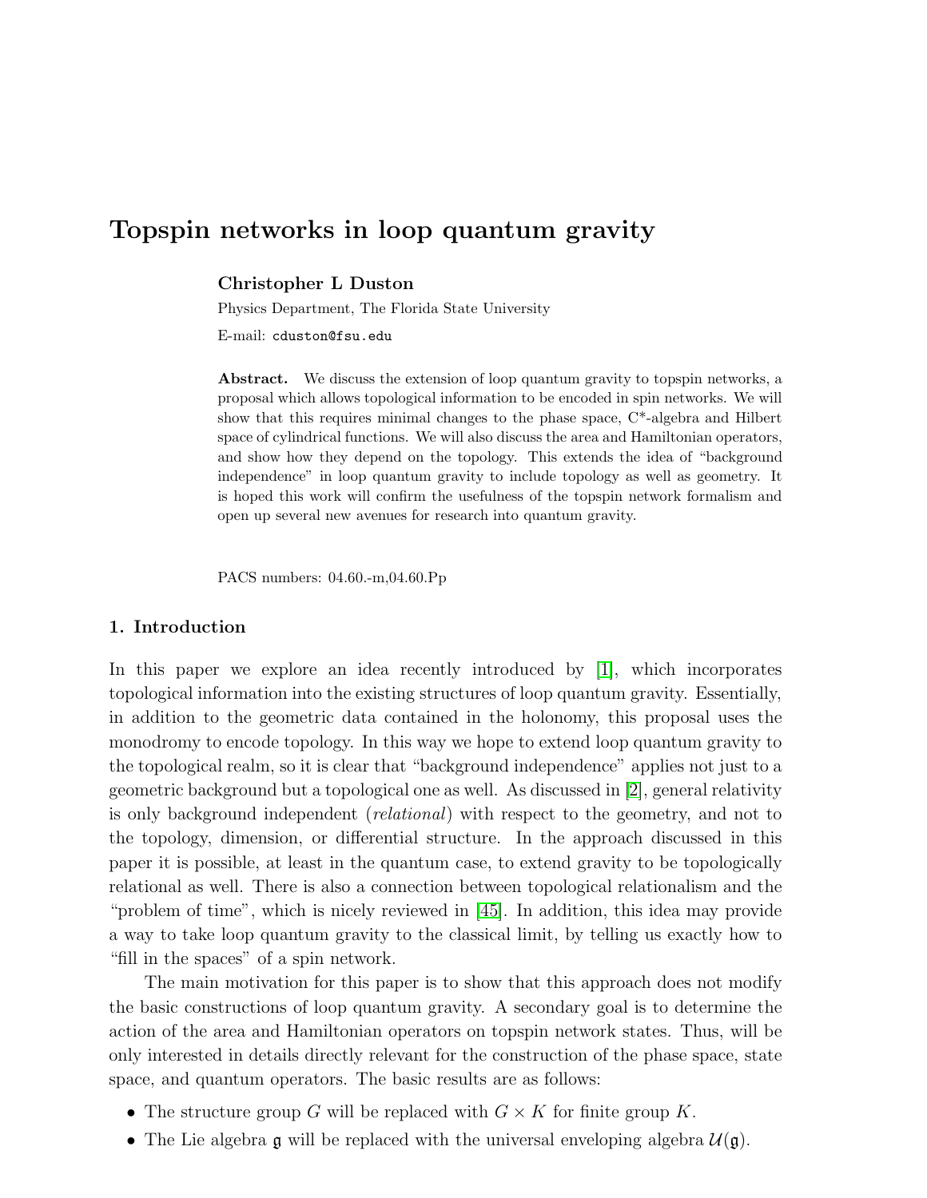# Topspin networks in loop quantum gravity

**Christopher L Duston**

Physics Department, The Florida State University

E-mail: cduston@fsu.edu

**Abstract.** We discuss the extension of loop quantum gravity to topspin networks, a proposal which allows topological information to be encoded in spin networks. We will show that this requires minimal changes to the phase space, C*-algebra and Hilbert space of cylindrical functions. We will also discuss the area and Hamiltonian operators, and show how they depend on the topology. This extends the idea of "background independence" in loop quantum gravity to include topology as well as geometry. It is hoped this work will confirm the usefulness of the topspin network formalism and open up several new avenues for research into quantum gravity.

PACS numbers: 04.60.-m,04.60.Pp

## 1. Introduction

In this paper we explore an idea recently introduced by [1], which incorporates topological information into the existing structures of loop quantum gravity. Essentially, in addition to the geometric data contained in the holonomy, this proposal uses the monodromy to encode topology. In this way we hope to extend loop quantum gravity to the topological realm, so it is clear that "background independence" applies not just to a geometric background but a topological one as well. As discussed in [2], general relativity is only background independent (*relational*) with respect to the geometry, and not to the topology, dimension, or differential structure. In the approach discussed in this paper it is possible, at least in the quantum case, to extend gravity to be topologically relational as well. There is also a connection between topological relationalism and the "problem of time", which is nicely reviewed in [45]. In addition, this idea may provide a way to take loop quantum gravity to the classical limit, by telling us exactly how to "fill in the spaces" of a spin network.

The main motivation for this paper is to show that this approach does not modify the basic constructions of loop quantum gravity. A secondary goal is to determine the action of the area and Hamiltonian operators on topspin network states. Thus, will be only interested in details directly relevant for the construction of the phase space, state space, and quantum operators. The basic results are as follows:

- The structure group $G$ will be replaced with $G \times K$ for finite group $K$.
- The Lie algebra $\mathfrak{g}$ will be replaced with the universal enveloping algebra $\mathcal{U}(\mathfrak{g})$.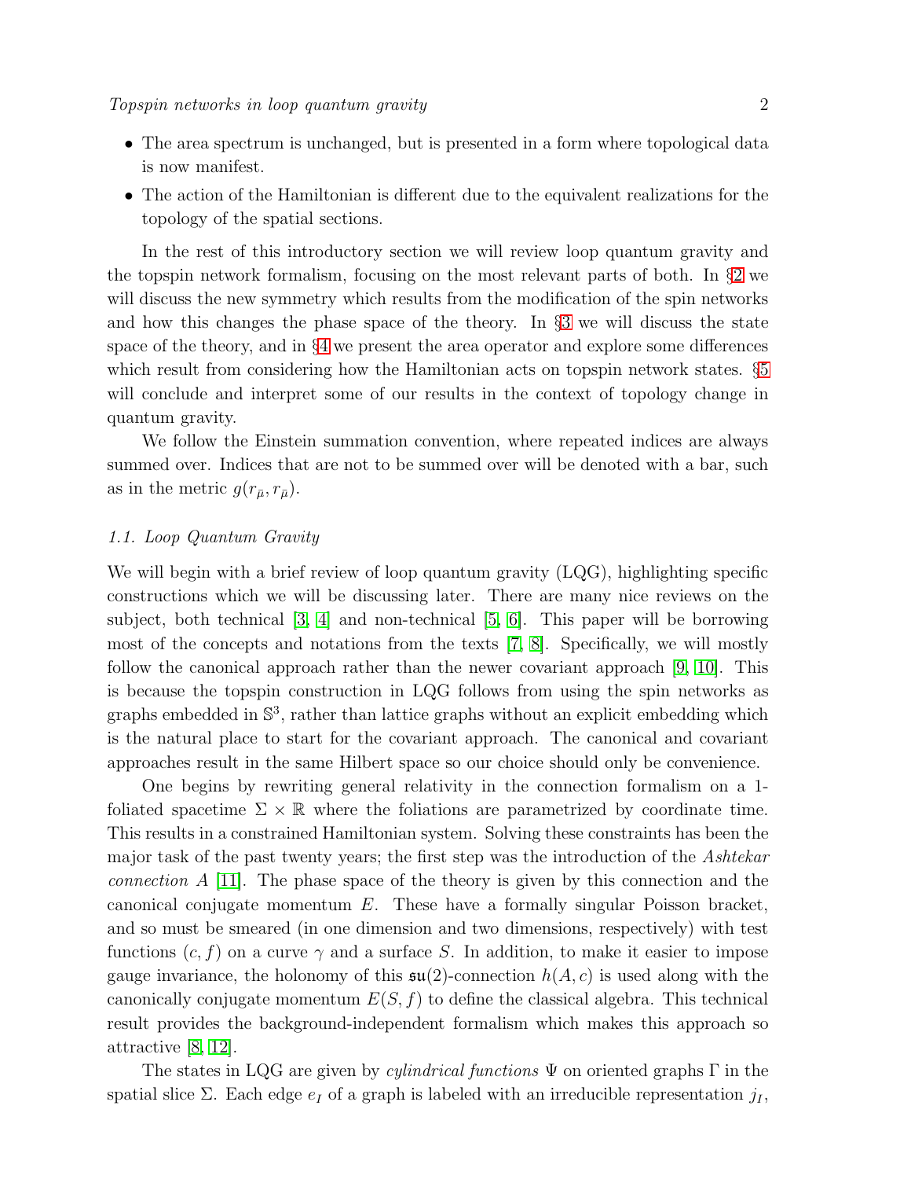- The area spectrum is unchanged, but is presented in a form where topological data is now manifest.
- The action of the Hamiltonian is different due to the equivalent realizations for the topology of the spatial sections.

In the rest of this introductory section we will review loop quantum gravity and the topspin network formalism, focusing on the most relevant parts of both. In §2 we will discuss the new symmetry which results from the modification of the spin networks and how this changes the phase space of the theory. In §3 we will discuss the state space of the theory, and in §4 we present the area operator and explore some differences which result from considering how the Hamiltonian acts on topspin network states. §5 will conclude and interpret some of our results in the context of topology change in quantum gravity.

We follow the Einstein summation convention, where repeated indices are always summed over. Indices that are not to be summed over will be denoted with a bar, such as in the metric $g(r_{\bar{\mu}}, r_{\bar{\mu}})$.

### 1.1. Loop Quantum Gravity

We will begin with a brief review of loop quantum gravity (LQG), highlighting specific constructions which we will be discussing later. There are many nice reviews on the subject, both technical [3, 4] and non-technical [5, 6]. This paper will be borrowing most of the concepts and notations from the texts [7, 8]. Specifically, we will mostly follow the canonical approach rather than the newer covariant approach [9, 10]. This is because the topspin construction in LQG follows from using the spin networks as graphs embedded in $\mathbb{S}^3$, rather than lattice graphs without an explicit embedding which is the natural place to start for the covariant approach. The canonical and covariant approaches result in the same Hilbert space so our choice should only be convenience.

One begins by rewriting general relativity in the connection formalism on a 1-foliated spacetime $\Sigma \times \mathbb{R}$ where the foliations are parametrized by coordinate time. This results in a constrained Hamiltonian system. Solving these constraints has been the major task of the past twenty years; the first step was the introduction of the *Ashtekar connection* $A$ [11]. The phase space of the theory is given by this connection and the canonical conjugate momentum $E$. These have a formally singular Poisson bracket, and so must be smeared (in one dimension and two dimensions, respectively) with test functions $(c, f)$ on a curve $\gamma$ and a surface $S$. In addition, to make it easier to impose gauge invariance, the holonomy of this $\mathfrak{su}(2)$-connection $h(A, c)$ is used along with the canonically conjugate momentum $E(S, f)$ to define the classical algebra. This technical result provides the background-independent formalism which makes this approach so attractive [8, 12].

The states in LQG are given by *cylindrical functions* $\Psi$ on oriented graphs $\Gamma$ in the spatial slice $\Sigma$. Each edge $e_I$ of a graph is labeled with an irreducible representation $j_I$,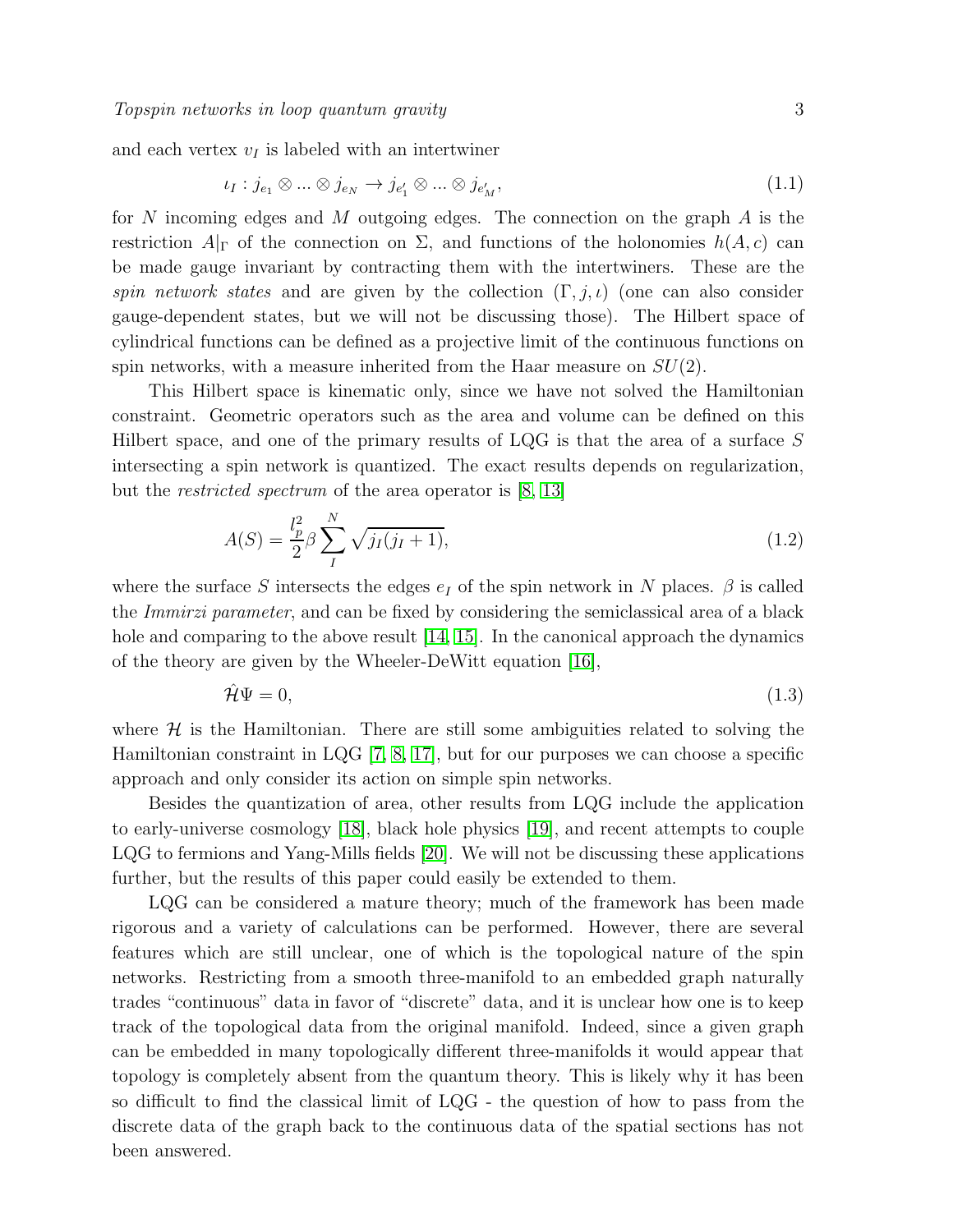and each vertex $v_I$ is labeled with an intertwiner

$$\iota_I : j_{e_1} \otimes ... \otimes j_{e_N} \to j_{e'_1} \otimes ... \otimes j_{e'_M}, \tag{1.1}$$

for $N$ incoming edges and $M$ outgoing edges. The connection on the graph $A$ is the restriction $A|_\Gamma$ of the connection on $\Sigma$, and functions of the holonomies $h(A, c)$ can be made gauge invariant by contracting them with the intertwiners. These are the *spin network states* and are given by the collection $(\Gamma, j, \iota)$ (one can also consider gauge-dependent states, but we will not be discussing those). The Hilbert space of cylindrical functions can be defined as a projective limit of the continuous functions on spin networks, with a measure inherited from the Haar measure on $SU(2)$.

This Hilbert space is kinematic only, since we have not solved the Hamiltonian constraint. Geometric operators such as the area and volume can be defined on this Hilbert space, and one of the primary results of LQG is that the area of a surface $S$ intersecting a spin network is quantized. The exact results depends on regularization, but the *restricted spectrum* of the area operator is [8, 13]

$$A(S) = \frac{l_p^2}{2}\beta \sum_I^N \sqrt{j_I(j_I + 1)}, \tag{1.2}$$

where the surface $S$ intersects the edges $e_I$ of the spin network in $N$ places. $\beta$ is called the *Immirzi parameter*, and can be fixed by considering the semiclassical area of a black hole and comparing to the above result [14, 15]. In the canonical approach the dynamics of the theory are given by the Wheeler-DeWitt equation [16],

$$\hat{\mathcal{H}}\Psi = 0, \tag{1.3}$$

where $\mathcal{H}$ is the Hamiltonian. There are still some ambiguities related to solving the Hamiltonian constraint in LQG [7, 8, 17], but for our purposes we can choose a specific approach and only consider its action on simple spin networks.

Besides the quantization of area, other results from LQG include the application to early-universe cosmology [18], black hole physics [19], and recent attempts to couple LQG to fermions and Yang-Mills fields [20]. We will not be discussing these applications further, but the results of this paper could easily be extended to them.

LQG can be considered a mature theory; much of the framework has been made rigorous and a variety of calculations can be performed. However, there are several features which are still unclear, one of which is the topological nature of the spin networks. Restricting from a smooth three-manifold to an embedded graph naturally trades "continuous" data in favor of "discrete" data, and it is unclear how one is to keep track of the topological data from the original manifold. Indeed, since a given graph can be embedded in many topologically different three-manifolds it would appear that topology is completely absent from the quantum theory. This is likely why it has been so difficult to find the classical limit of LQG - the question of how to pass from the discrete data of the graph back to the continuous data of the spatial sections has not been answered.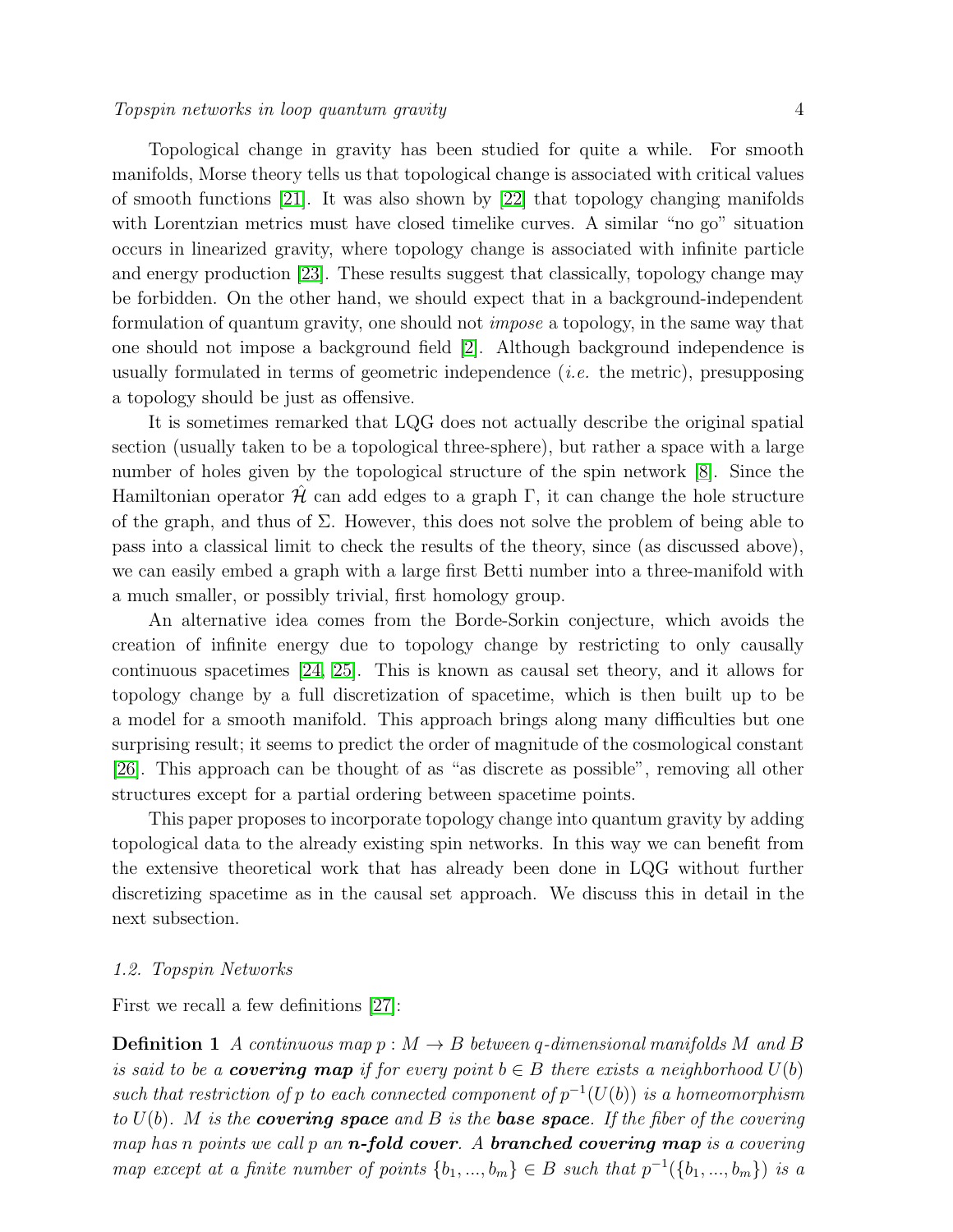Topological change in gravity has been studied for quite a while. For smooth manifolds, Morse theory tells us that topological change is associated with critical values of smooth functions [21]. It was also shown by [22] that topology changing manifolds with Lorentzian metrics must have closed timelike curves. A similar "no go" situation occurs in linearized gravity, where topology change is associated with infinite particle and energy production [23]. These results suggest that classically, topology change may be forbidden. On the other hand, we should expect that in a background-independent formulation of quantum gravity, one should not *impose* a topology, in the same way that one should not impose a background field [2]. Although background independence is usually formulated in terms of geometric independence (*i.e.* the metric), presupposing a topology should be just as offensive.

It is sometimes remarked that LQG does not actually describe the original spatial section (usually taken to be a topological three-sphere), but rather a space with a large number of holes given by the topological structure of the spin network [8]. Since the Hamiltonian operator $\hat{\mathcal{H}}$ can add edges to a graph $\Gamma$, it can change the hole structure of the graph, and thus of $\Sigma$. However, this does not solve the problem of being able to pass into a classical limit to check the results of the theory, since (as discussed above), we can easily embed a graph with a large first Betti number into a three-manifold with a much smaller, or possibly trivial, first homology group.

An alternative idea comes from the Borde-Sorkin conjecture, which avoids the creation of infinite energy due to topology change by restricting to only causally continuous spacetimes [24, 25]. This is known as causal set theory, and it allows for topology change by a full discretization of spacetime, which is then built up to be a model for a smooth manifold. This approach brings along many difficulties but one surprising result; it seems to predict the order of magnitude of the cosmological constant [26]. This approach can be thought of as "as discrete as possible", removing all other structures except for a partial ordering between spacetime points.

This paper proposes to incorporate topology change into quantum gravity by adding topological data to the already existing spin networks. In this way we can benefit from the extensive theoretical work that has already been done in LQG without further discretizing spacetime as in the causal set approach. We discuss this in detail in the next subsection.

### *1.2. Topspin Networks*

First we recall a few definitions [27]:

**Definition 1** *A continuous map $p : M \to B$ between $q$-dimensional manifolds $M$ and $B$ is said to be a* ***covering map*** *if for every point $b \in B$ there exists a neighborhood $U(b)$ such that restriction of $p$ to each connected component of $p^{-1}(U(b))$ is a homeomorphism to $U(b)$. $M$ is the* ***covering space*** *and $B$ is the* ***base space****. If the fiber of the covering map has $n$ points we call $p$ an* ***n-fold cover****. A* ***branched covering map*** *is a covering map except at a finite number of points $\{b_1, ..., b_m\} \in B$ such that $p^{-1}(\{b_1, ..., b_m\})$ is a*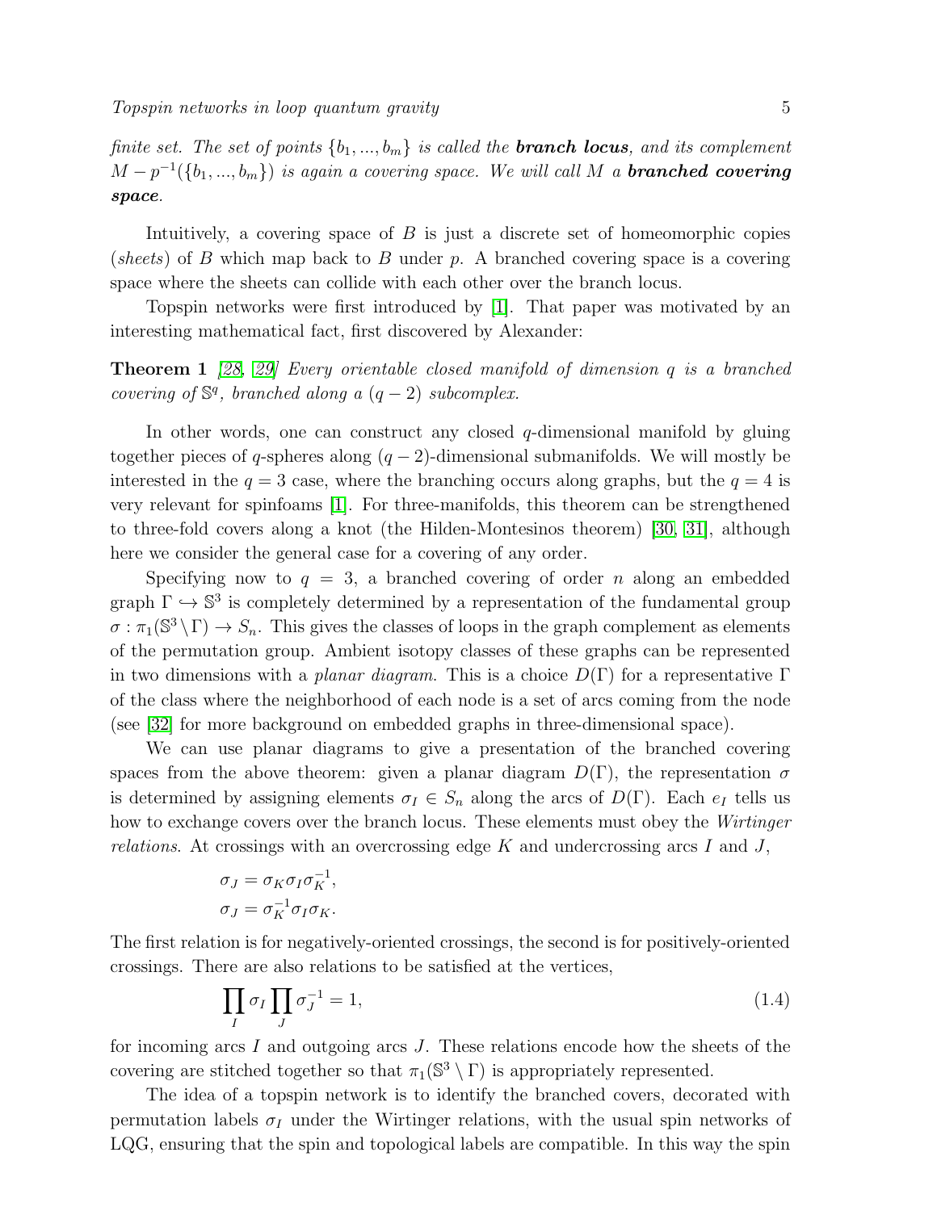*finite set. The set of points $\{b_1, ..., b_m\}$ is called the **branch locus**, and its complement $M - p^{-1}(\{b_1, ..., b_m\})$ is again a covering space. We will call $M$ a **branched covering space**.*

Intuitively, a covering space of $B$ is just a discrete set of homeomorphic copies (*sheets*) of $B$ which map back to $B$ under $p$. A branched covering space is a covering space where the sheets can collide with each other over the branch locus.

Topspin networks were first introduced by [1]. That paper was motivated by an interesting mathematical fact, first discovered by Alexander:

**Theorem 1** *[28, 29] Every orientable closed manifold of dimension $q$ is a branched covering of $\mathbb{S}^q$, branched along a $(q-2)$ subcomplex.*

In other words, one can construct any closed $q$-dimensional manifold by gluing together pieces of $q$-spheres along $(q-2)$-dimensional submanifolds. We will mostly be interested in the $q = 3$ case, where the branching occurs along graphs, but the $q = 4$ is very relevant for spinfoams [1]. For three-manifolds, this theorem can be strengthened to three-fold covers along a knot (the Hilden-Montesinos theorem) [30, 31], although here we consider the general case for a covering of any order.

Specifying now to $q = 3$, a branched covering of order $n$ along an embedded graph $\Gamma \hookrightarrow \mathbb{S}^3$ is completely determined by a representation of the fundamental group $\sigma : \pi_1(\mathbb{S}^3 \setminus \Gamma) \to S_n$. This gives the classes of loops in the graph complement as elements of the permutation group. Ambient isotopy classes of these graphs can be represented in two dimensions with a *planar diagram*. This is a choice $D(\Gamma)$ for a representative $\Gamma$ of the class where the neighborhood of each node is a set of arcs coming from the node (see [32] for more background on embedded graphs in three-dimensional space).

We can use planar diagrams to give a presentation of the branched covering spaces from the above theorem: given a planar diagram $D(\Gamma)$, the representation $\sigma$ is determined by assigning elements $\sigma_I \in S_n$ along the arcs of $D(\Gamma)$. Each $e_I$ tells us how to exchange covers over the branch locus. These elements must obey the *Wirtinger relations*. At crossings with an overcrossing edge $K$ and undercrossing arcs $I$ and $J$,

$$\sigma_J = \sigma_K \sigma_I \sigma_K^{-1},$$
$$\sigma_J = \sigma_K^{-1} \sigma_I \sigma_K.$$

The first relation is for negatively-oriented crossings, the second is for positively-oriented crossings. There are also relations to be satisfied at the vertices,

$$\prod_I \sigma_I \prod_J \sigma_J^{-1} = 1, \tag{1.4}$$

for incoming arcs $I$ and outgoing arcs $J$. These relations encode how the sheets of the covering are stitched together so that $\pi_1(\mathbb{S}^3 \setminus \Gamma)$ is appropriately represented.

The idea of a topspin network is to identify the branched covers, decorated with permutation labels $\sigma_I$ under the Wirtinger relations, with the usual spin networks of LQG, ensuring that the spin and topological labels are compatible. In this way the spin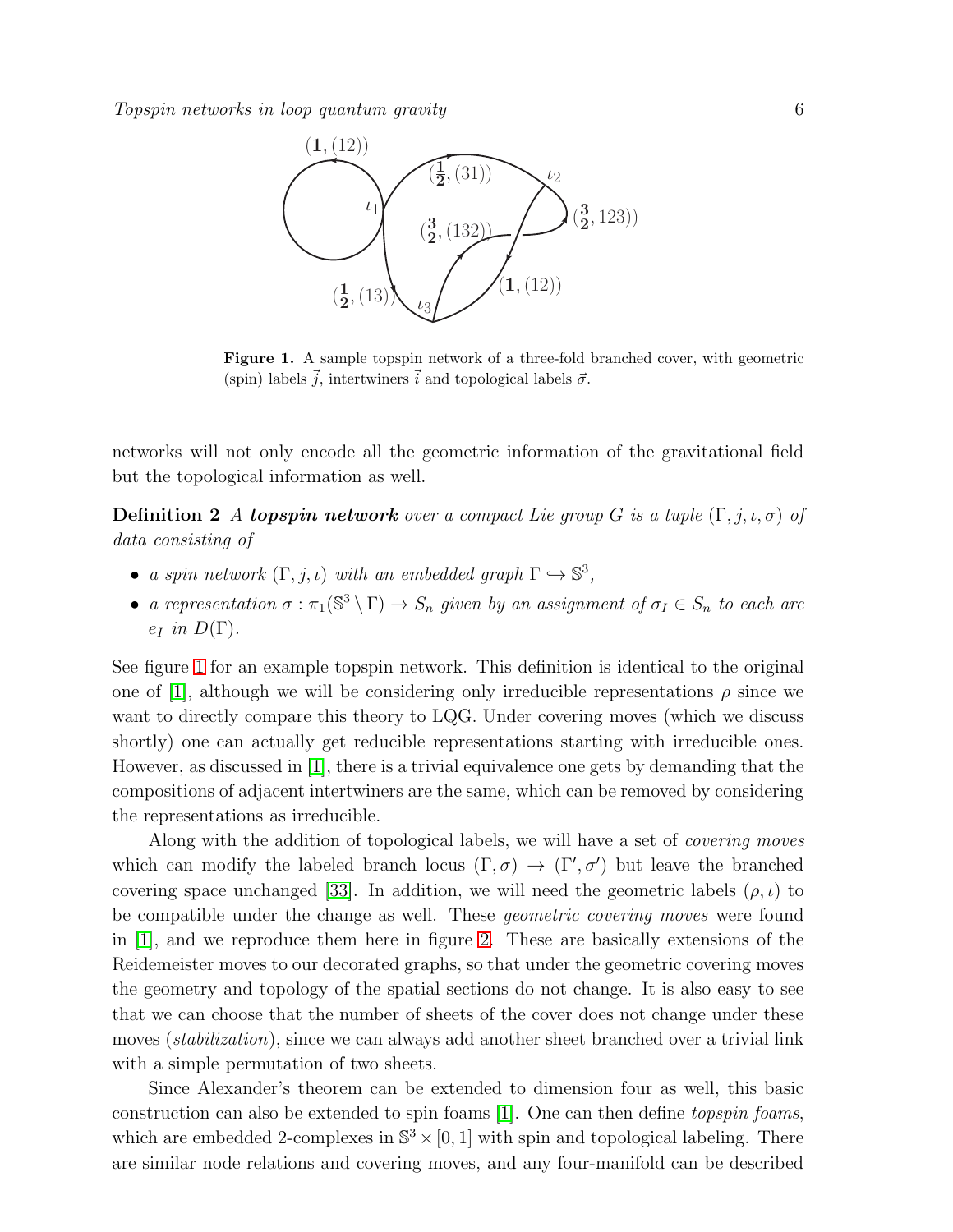**Figure 1.** A sample topspin network of a three-fold branched cover, with geometric (spin) labels $\vec{j}$, intertwiners $\vec{\iota}$ and topological labels $\vec{\sigma}$.

networks will not only encode all the geometric information of the gravitational field but the topological information as well.

**Definition 2** *A* ***topspin network*** *over a compact Lie group $G$ is a tuple $(\Gamma, j, \iota, \sigma)$ of data consisting of*

- *a spin network $(\Gamma, j, \iota)$ with an embedded graph $\Gamma \hookrightarrow \mathbb{S}^3$,*
- *a representation $\sigma : \pi_1(\mathbb{S}^3 \setminus \Gamma) \to S_n$ given by an assignment of $\sigma_I \in S_n$ to each arc $e_I$ in $D(\Gamma)$.*

See figure 1 for an example topspin network. This definition is identical to the original one of [1], although we will be considering only irreducible representations $\rho$ since we want to directly compare this theory to LQG. Under covering moves (which we discuss shortly) one can actually get reducible representations starting with irreducible ones. However, as discussed in [1], there is a trivial equivalence one gets by demanding that the compositions of adjacent intertwiners are the same, which can be removed by considering the representations as irreducible.

Along with the addition of topological labels, we will have a set of *covering moves* which can modify the labeled branch locus $(\Gamma, \sigma) \to (\Gamma', \sigma')$ but leave the branched covering space unchanged [33]. In addition, we will need the geometric labels $(\rho, \iota)$ to be compatible under the change as well. These *geometric covering moves* were found in [1], and we reproduce them here in figure 2. These are basically extensions of the Reidemeister moves to our decorated graphs, so that under the geometric covering moves the geometry and topology of the spatial sections do not change. It is also easy to see that we can choose that the number of sheets of the cover does not change under these moves (*stabilization*), since we can always add another sheet branched over a trivial link with a simple permutation of two sheets.

Since Alexander's theorem can be extended to dimension four as well, this basic construction can also be extended to spin foams [1]. One can then define *topspin foams*, which are embedded 2-complexes in $\mathbb{S}^3 \times [0, 1]$ with spin and topological labeling. There are similar node relations and covering moves, and any four-manifold can be described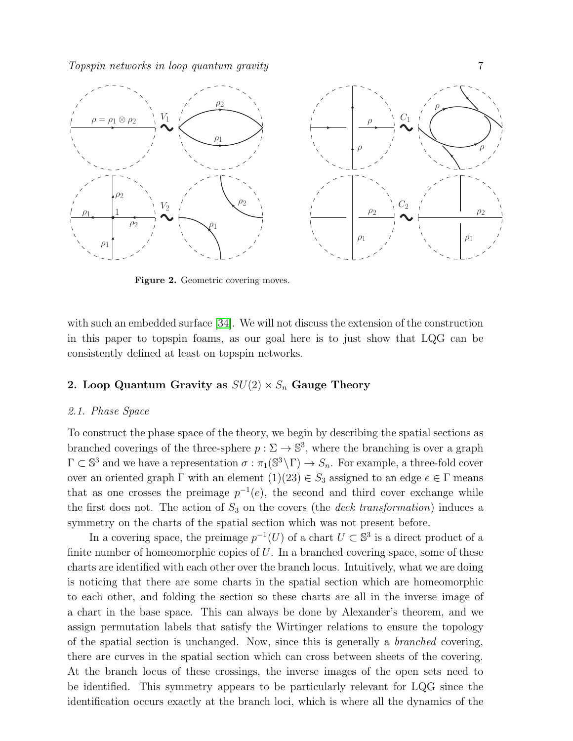**Figure 2.** Geometric covering moves.

with such an embedded surface [34]. We will not discuss the extension of the construction in this paper to topspin foams, as our goal here is to just show that LQG can be consistently defined at least on topspin networks.

## 2. Loop Quantum Gravity as $SU(2) \times S_n$ Gauge Theory

### 2.1. Phase Space

To construct the phase space of the theory, we begin by describing the spatial sections as branched coverings of the three-sphere $p : \Sigma \to \mathbb{S}^3$, where the branching is over a graph $\Gamma \subset \mathbb{S}^3$ and we have a representation $\sigma : \pi_1(\mathbb{S}^3 \backslash \Gamma) \to S_n$. For example, a three-fold cover over an oriented graph $\Gamma$ with an element $(1)(23) \in S_3$ assigned to an edge $e \in \Gamma$ means that as one crosses the preimage $p^{-1}(e)$, the second and third cover exchange while the first does not. The action of $S_3$ on the covers (the *deck transformation*) induces a symmetry on the charts of the spatial section which was not present before.

In a covering space, the preimage $p^{-1}(U)$ of a chart $U \subset \mathbb{S}^3$ is a direct product of a finite number of homeomorphic copies of $U$. In a branched covering space, some of these charts are identified with each other over the branch locus. Intuitively, what we are doing is noticing that there are some charts in the spatial section which are homeomorphic to each other, and folding the section so these charts are all in the inverse image of a chart in the base space. This can always be done by Alexander's theorem, and we assign permutation labels that satisfy the Wirtinger relations to ensure the topology of the spatial section is unchanged. Now, since this is generally a *branched* covering, there are curves in the spatial section which can cross between sheets of the covering. At the branch locus of these crossings, the inverse images of the open sets need to be identified. This symmetry appears to be particularly relevant for LQG since the identification occurs exactly at the branch loci, which is where all the dynamics of the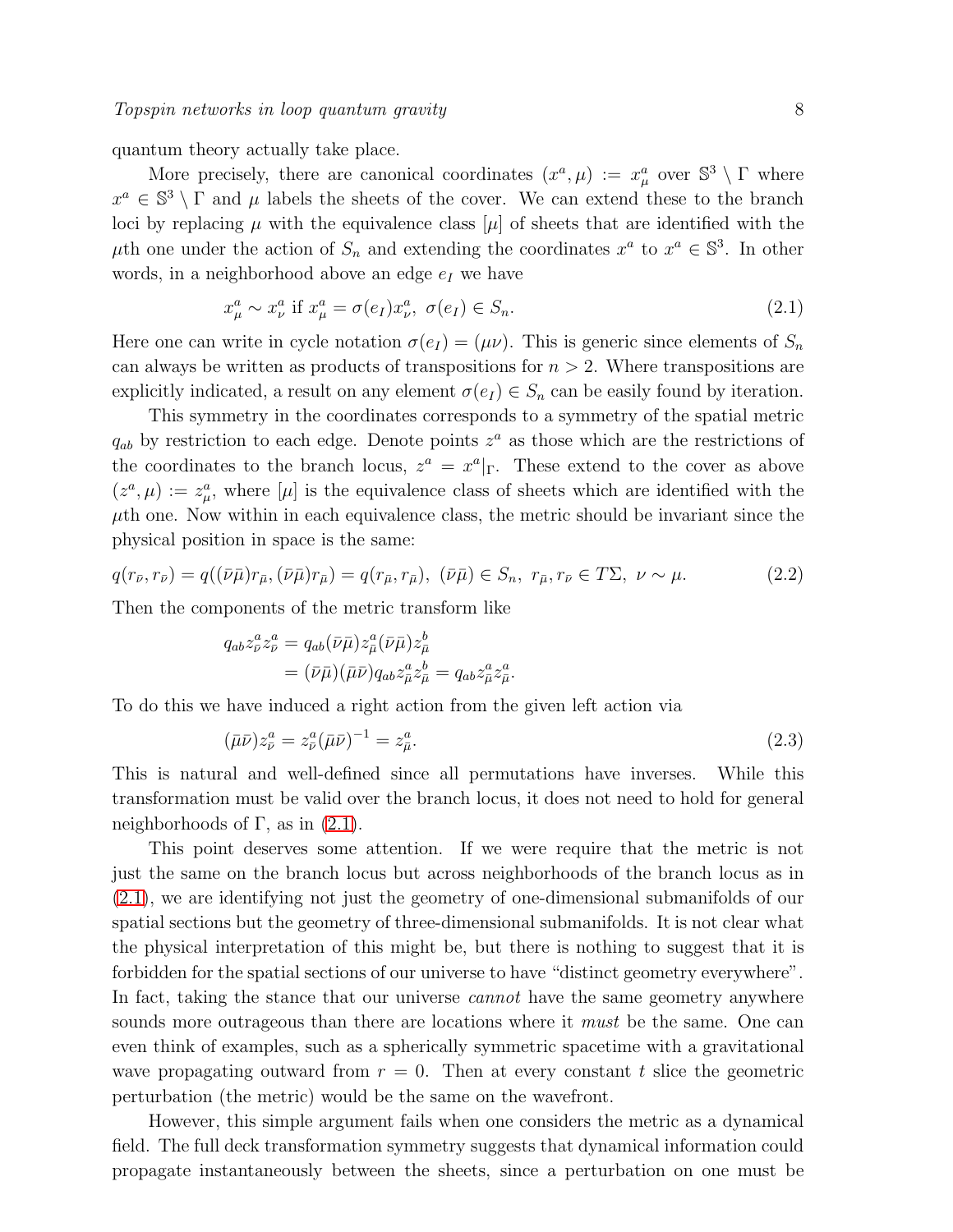quantum theory actually take place.

More precisely, there are canonical coordinates $(x^a, \mu) := x^a_\mu$ over $\mathbb{S}^3 \setminus \Gamma$ where $x^a \in \mathbb{S}^3 \setminus \Gamma$ and $\mu$ labels the sheets of the cover. We can extend these to the branch loci by replacing $\mu$ with the equivalence class $[\mu]$ of sheets that are identified with the $\mu$th one under the action of $S_n$ and extending the coordinates $x^a$ to $x^a \in \mathbb{S}^3$. In other words, in a neighborhood above an edge $e_I$ we have

$$x^a_\mu \sim x^a_\nu \text{ if } x^a_\mu = \sigma(e_I) x^a_\nu, \; \sigma(e_I) \in S_n. \tag{2.1}$$

Here one can write in cycle notation $\sigma(e_I) = (\mu\nu)$. This is generic since elements of $S_n$ can always be written as products of transpositions for $n > 2$. Where transpositions are explicitly indicated, a result on any element $\sigma(e_I) \in S_n$ can be easily found by iteration.

This symmetry in the coordinates corresponds to a symmetry of the spatial metric $q_{ab}$ by restriction to each edge. Denote points $z^a$ as those which are the restrictions of the coordinates to the branch locus, $z^a = x^a|_\Gamma$. These extend to the cover as above $(z^a, \mu) := z^a_\mu$, where $[\mu]$ is the equivalence class of sheets which are identified with the $\mu$th one. Now within in each equivalence class, the metric should be invariant since the physical position in space is the same:

$$q(r_{\bar{\nu}}, r_{\bar{\nu}}) = q((\bar{\nu}\bar{\mu})r_{\bar{\mu}}, (\bar{\nu}\bar{\mu})r_{\bar{\mu}}) = q(r_{\bar{\mu}}, r_{\bar{\mu}}), \; (\bar{\nu}\bar{\mu}) \in S_n, \; r_{\bar{\mu}}, r_{\bar{\nu}} \in T\Sigma, \; \nu \sim \mu. \tag{2.2}$$

Then the components of the metric transform like

$$\begin{aligned} q_{ab} z^a_{\bar{\nu}} z^a_{\bar{\nu}} &= q_{ab} (\bar{\nu}\bar{\mu}) z^a_{\bar{\mu}} (\bar{\nu}\bar{\mu}) z^b_{\bar{\mu}} \\ &= (\bar{\nu}\bar{\mu})(\bar{\mu}\bar{\nu}) q_{ab} z^a_{\bar{\mu}} z^b_{\bar{\mu}} = q_{ab} z^a_{\bar{\mu}} z^a_{\bar{\mu}}. \end{aligned}$$

To do this we have induced a right action from the given left action via

$$(\bar{\mu}\bar{\nu}) z^a_{\bar{\nu}} = z^a_{\bar{\nu}} (\bar{\mu}\bar{\nu})^{-1} = z^a_{\bar{\mu}}. \tag{2.3}$$

This is natural and well-defined since all permutations have inverses. While this transformation must be valid over the branch locus, it does not need to hold for general neighborhoods of $\Gamma$, as in (2.1).

This point deserves some attention. If we were require that the metric is not just the same on the branch locus but across neighborhoods of the branch locus as in (2.1), we are identifying not just the geometry of one-dimensional submanifolds of our spatial sections but the geometry of three-dimensional submanifolds. It is not clear what the physical interpretation of this might be, but there is nothing to suggest that it is forbidden for the spatial sections of our universe to have "distinct geometry everywhere". In fact, taking the stance that our universe *cannot* have the same geometry anywhere sounds more outrageous than there are locations where it *must* be the same. One can even think of examples, such as a spherically symmetric spacetime with a gravitational wave propagating outward from $r = 0$. Then at every constant $t$ slice the geometric perturbation (the metric) would be the same on the wavefront.

However, this simple argument fails when one considers the metric as a dynamical field. The full deck transformation symmetry suggests that dynamical information could propagate instantaneously between the sheets, since a perturbation on one must be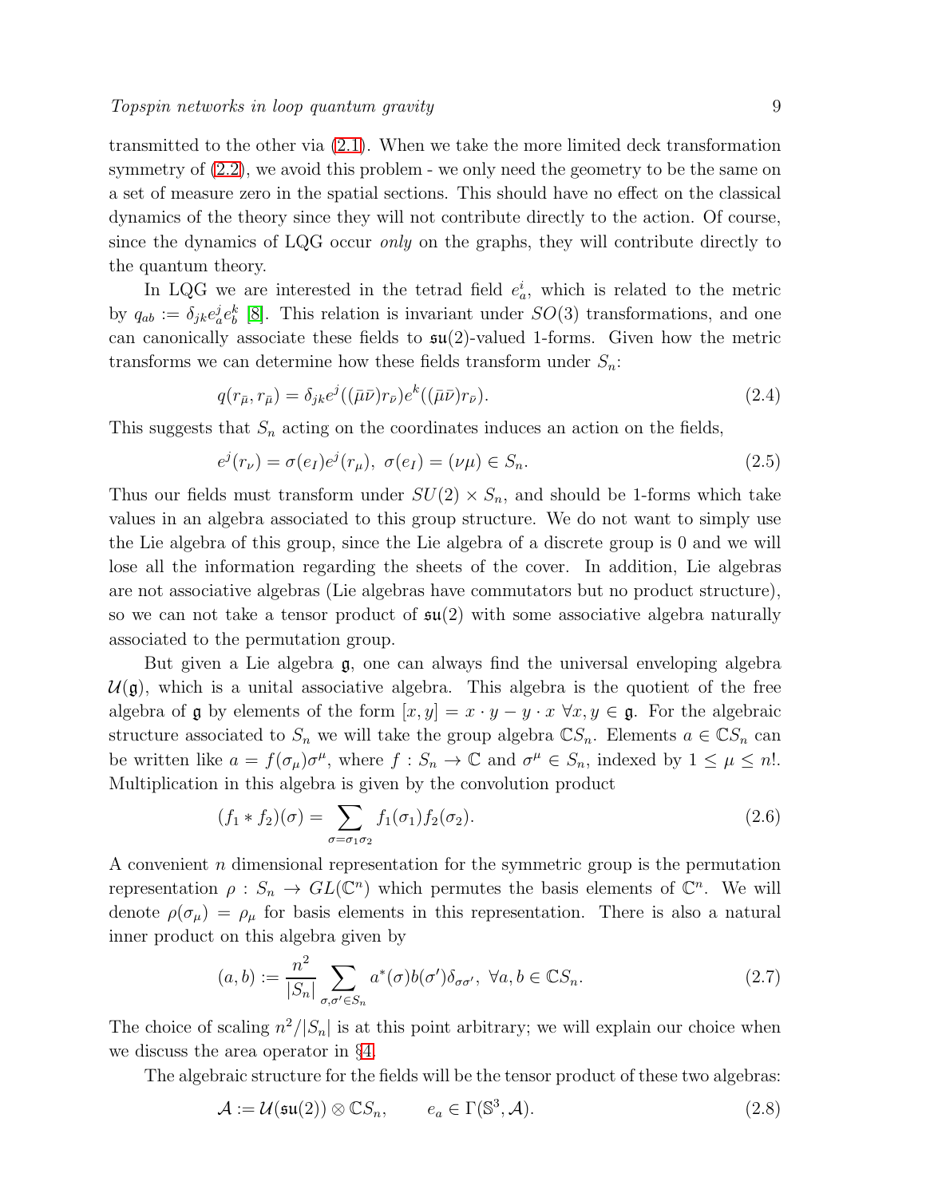transmitted to the other via (2.1). When we take the more limited deck transformation symmetry of (2.2), we avoid this problem - we only need the geometry to be the same on a set of measure zero in the spatial sections. This should have no effect on the classical dynamics of the theory since they will not contribute directly to the action. Of course, since the dynamics of LQG occur *only* on the graphs, they will contribute directly to the quantum theory.

In LQG we are interested in the tetrad field $e^i_a$, which is related to the metric by $q_{ab} := \delta_{jk} e^j_a e^k_b$ [8]. This relation is invariant under $SO(3)$ transformations, and one can canonically associate these fields to $\mathfrak{su}(2)$-valued 1-forms. Given how the metric transforms we can determine how these fields transform under $S_n$:

$$q(r_{\bar{\mu}}, r_{\bar{\mu}}) = \delta_{jk} e^j((\bar{\mu}\bar{\nu}) r_{\bar{\nu}}) e^k((\bar{\mu}\bar{\nu}) r_{\bar{\nu}}). \tag{2.4}$$

This suggests that $S_n$ acting on the coordinates induces an action on the fields,

$$e^j(r_\nu) = \sigma(e_I) e^j(r_\mu), \ \sigma(e_I) = (\nu\mu) \in S_n. \tag{2.5}$$

Thus our fields must transform under $SU(2) \times S_n$, and should be 1-forms which take values in an algebra associated to this group structure. We do not want to simply use the Lie algebra of this group, since the Lie algebra of a discrete group is 0 and we will lose all the information regarding the sheets of the cover. In addition, Lie algebras are not associative algebras (Lie algebras have commutators but no product structure), so we can not take a tensor product of $\mathfrak{su}(2)$ with some associative algebra naturally associated to the permutation group.

But given a Lie algebra $\mathfrak{g}$, one can always find the universal enveloping algebra $\mathcal{U}(\mathfrak{g})$, which is a unital associative algebra. This algebra is the quotient of the free algebra of $\mathfrak{g}$ by elements of the form $[x, y] = x \cdot y - y \cdot x \ \forall x, y \in \mathfrak{g}$. For the algebraic structure associated to $S_n$ we will take the group algebra $\mathbb{C}S_n$. Elements $a \in \mathbb{C}S_n$ can be written like $a = f(\sigma_\mu)\sigma^\mu$, where $f : S_n \to \mathbb{C}$ and $\sigma^\mu \in S_n$, indexed by $1 \le \mu \le n!$. Multiplication in this algebra is given by the convolution product

$$(f_1 * f_2)(\sigma) = \sum_{\sigma = \sigma_1 \sigma_2} f_1(\sigma_1) f_2(\sigma_2). \tag{2.6}$$

A convenient $n$ dimensional representation for the symmetric group is the permutation representation $\rho : S_n \to GL(\mathbb{C}^n)$ which permutes the basis elements of $\mathbb{C}^n$. We will denote $\rho(\sigma_\mu) = \rho_\mu$ for basis elements in this representation. There is also a natural inner product on this algebra given by

$$(a, b) := \frac{n^2}{|S_n|} \sum_{\sigma, \sigma' \in S_n} a^*(\sigma) b(\sigma') \delta_{\sigma\sigma'}, \ \forall a, b \in \mathbb{C}S_n. \tag{2.7}$$

The choice of scaling $n^2/|S_n|$ is at this point arbitrary; we will explain our choice when we discuss the area operator in §4.

The algebraic structure for the fields will be the tensor product of these two algebras:

$$\mathcal{A} := \mathcal{U}(\mathfrak{su}(2)) \otimes \mathbb{C}S_n, \qquad e_a \in \Gamma(\mathbb{S}^3, \mathcal{A}). \tag{2.8}$$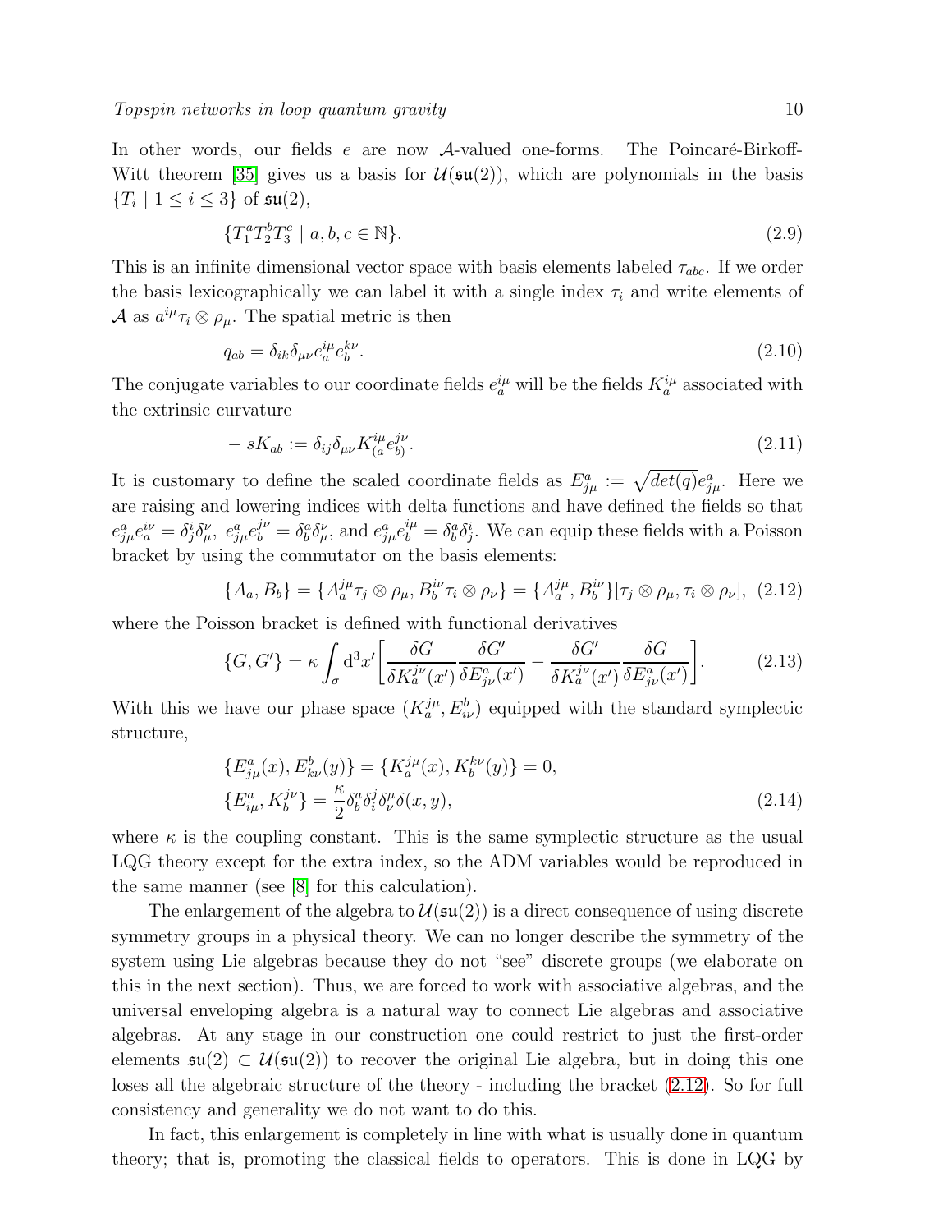In other words, our fields $e$ are now $\mathcal{A}$-valued one-forms. The Poincaré-Birkoff-Witt theorem [35] gives us a basis for $\mathcal{U}(\mathfrak{su}(2))$, which are polynomials in the basis $\{T_i \mid 1 \leq i \leq 3\}$ of $\mathfrak{su}(2)$,

$$\{T_1^a T_2^b T_3^c \mid a, b, c \in \mathbb{N}\}. \tag{2.9}$$

This is an infinite dimensional vector space with basis elements labeled $\tau_{abc}$. If we order the basis lexicographically we can label it with a single index $\tau_i$ and write elements of $\mathcal{A}$ as $a^{i\mu}\tau_i \otimes \rho_\mu$. The spatial metric is then

$$q_{ab} = \delta_{ik}\delta_{\mu\nu} e_a^{i\mu} e_b^{k\nu}. \tag{2.10}$$

The conjugate variables to our coordinate fields $e_a^{i\mu}$ will be the fields $K_a^{i\mu}$ associated with the extrinsic curvature

$$-sK_{ab} := \delta_{ij}\delta_{\mu\nu} K_{(a}^{i\mu} e_{b)}^{j\nu}. \tag{2.11}$$

It is customary to define the scaled coordinate fields as $E_{j\mu}^a := \sqrt{det(q)} e_{j\mu}^a$. Here we are raising and lowering indices with delta functions and have defined the fields so that $e_{j\mu}^a e_a^{i\nu} = \delta_j^i \delta_\mu^\nu$, $e_{j\mu}^a e_b^{j\nu} = \delta_b^a \delta_\mu^\nu$, and $e_{j\mu}^a e_b^{i\mu} = \delta_b^a \delta_j^i$. We can equip these fields with a Poisson bracket by using the commutator on the basis elements:

$$\{A_a, B_b\} = \{A_a^{j\mu}\tau_j \otimes \rho_\mu, B_b^{i\nu}\tau_i \otimes \rho_\nu\} = \{A_a^{j\mu}, B_b^{i\nu}\}[\tau_j \otimes \rho_\mu, \tau_i \otimes \rho_\nu], \tag{2.12}$$

where the Poisson bracket is defined with functional derivatives

$$\{G, G'\} = \kappa \int_\sigma \mathrm{d}^3x' \left[ \frac{\delta G}{\delta K_a^{j\nu}(x')} \frac{\delta G'}{\delta E_{j\nu}^a(x')} - \frac{\delta G'}{\delta K_a^{j\nu}(x')} \frac{\delta G}{\delta E_{j\nu}^a(x')} \right]. \tag{2.13}$$

With this we have our phase space $(K_a^{j\mu}, E_{i\nu}^b)$ equipped with the standard symplectic structure,

$$\begin{aligned}
&\{E_{j\mu}^a(x), E_{k\nu}^b(y)\} = \{K_a^{j\mu}(x), K_b^{k\nu}(y)\} = 0, \\
&\{E_{i\mu}^a, K_b^{j\nu}\} = \frac{\kappa}{2}\delta_b^a \delta_i^j \delta_\nu^\mu \delta(x, y),
\end{aligned} \tag{2.14}$$

where $\kappa$ is the coupling constant. This is the same symplectic structure as the usual LQG theory except for the extra index, so the ADM variables would be reproduced in the same manner (see [8] for this calculation).

The enlargement of the algebra to $\mathcal{U}(\mathfrak{su}(2))$ is a direct consequence of using discrete symmetry groups in a physical theory. We can no longer describe the symmetry of the system using Lie algebras because they do not "see" discrete groups (we elaborate on this in the next section). Thus, we are forced to work with associative algebras, and the universal enveloping algebra is a natural way to connect Lie algebras and associative algebras. At any stage in our construction one could restrict to just the first-order elements $\mathfrak{su}(2) \subset \mathcal{U}(\mathfrak{su}(2))$ to recover the original Lie algebra, but in doing this one loses all the algebraic structure of the theory - including the bracket (2.12). So for full consistency and generality we do not want to do this.

In fact, this enlargement is completely in line with what is usually done in quantum theory; that is, promoting the classical fields to operators. This is done in LQG by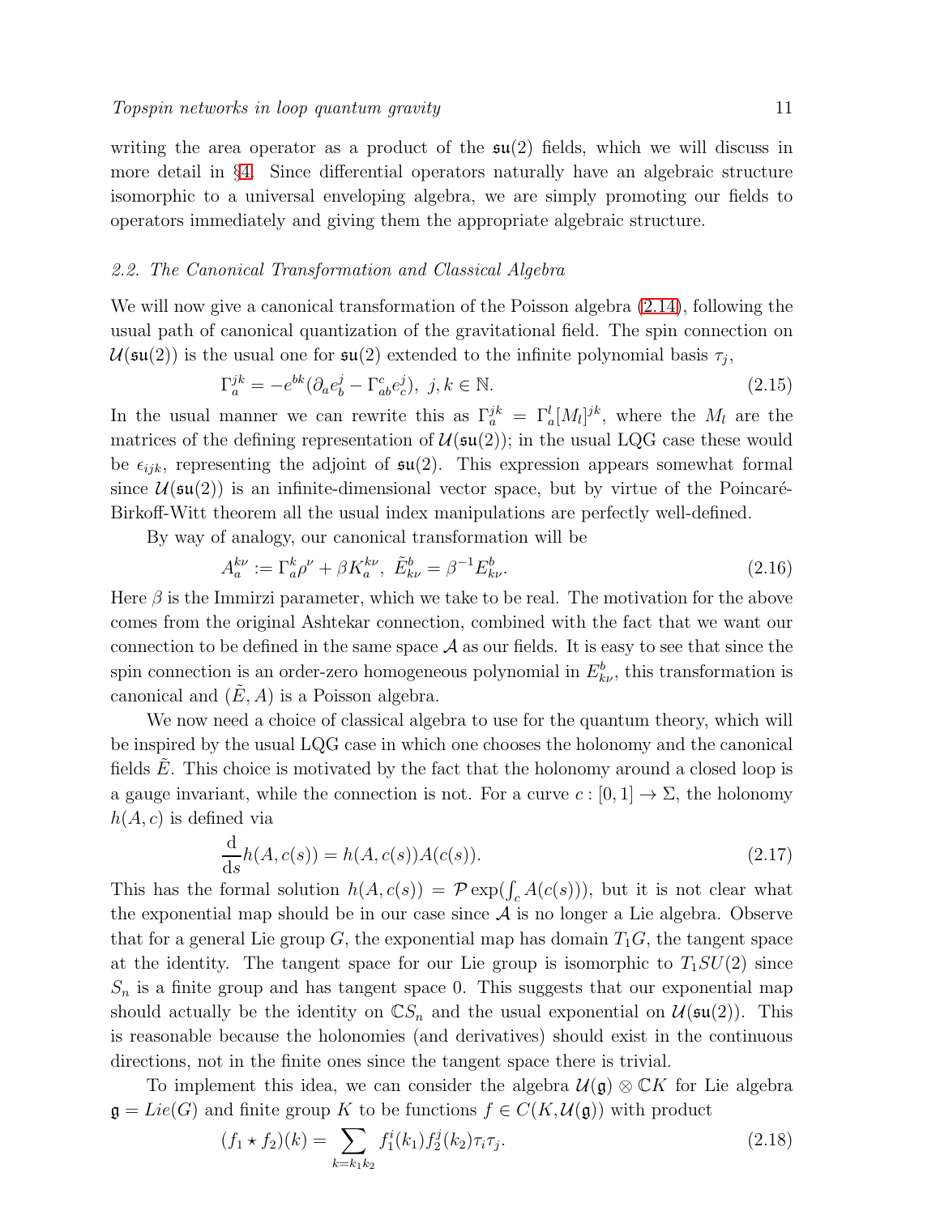writing the area operator as a product of the $\mathfrak{su}(2)$ fields, which we will discuss in more detail in §4. Since differential operators naturally have an algebraic structure isomorphic to a universal enveloping algebra, we are simply promoting our fields to operators immediately and giving them the appropriate algebraic structure.

### 2.2. The Canonical Transformation and Classical Algebra

We will now give a canonical transformation of the Poisson algebra (2.14), following the usual path of canonical quantization of the gravitational field. The spin connection on $\mathcal{U}(\mathfrak{su}(2))$ is the usual one for $\mathfrak{su}(2)$ extended to the infinite polynomial basis $\tau_j$,

$$\Gamma_a^{jk} = -e^{bk}(\partial_a e_b^j - \Gamma_{ab}^c e_c^j),\ j,k \in \mathbb{N}. \tag{2.15}$$

In the usual manner we can rewrite this as $\Gamma_a^{jk} = \Gamma_a^l [M_l]^{jk}$, where the $M_l$ are the matrices of the defining representation of $\mathcal{U}(\mathfrak{su}(2))$; in the usual LQG case these would be $\epsilon_{ijk}$, representing the adjoint of $\mathfrak{su}(2)$. This expression appears somewhat formal since $\mathcal{U}(\mathfrak{su}(2))$ is an infinite-dimensional vector space, but by virtue of the Poincaré-Birkoff-Witt theorem all the usual index manipulations are perfectly well-defined.

By way of analogy, our canonical transformation will be

$$A_a^{k\nu} := \Gamma_a^k \rho^\nu + \beta K_a^{k\nu},\ \tilde{E}_{k\nu}^b = \beta^{-1} E_{k\nu}^b. \tag{2.16}$$

Here $\beta$ is the Immirzi parameter, which we take to be real. The motivation for the above comes from the original Ashtekar connection, combined with the fact that we want our connection to be defined in the same space $\mathcal{A}$ as our fields. It is easy to see that since the spin connection is an order-zero homogeneous polynomial in $E_{k\nu}^b$, this transformation is canonical and $(\tilde{E}, A)$ is a Poisson algebra.

We now need a choice of classical algebra to use for the quantum theory, which will be inspired by the usual LQG case in which one chooses the holonomy and the canonical fields $\tilde{E}$. This choice is motivated by the fact that the holonomy around a closed loop is a gauge invariant, while the connection is not. For a curve $c : [0,1] \to \Sigma$, the holonomy $h(A, c)$ is defined via

$$\frac{\mathrm{d}}{\mathrm{d}s} h(A, c(s)) = h(A, c(s)) A(c(s)). \tag{2.17}$$

This has the formal solution $h(A, c(s)) = \mathcal{P}\exp(\int_c A(c(s)))$, but it is not clear what the exponential map should be in our case since $\mathcal{A}$ is no longer a Lie algebra. Observe that for a general Lie group $G$, the exponential map has domain $T_1G$, the tangent space at the identity. The tangent space for our Lie group is isomorphic to $T_1 SU(2)$ since $S_n$ is a finite group and has tangent space 0. This suggests that our exponential map should actually be the identity on $\mathbb{C}S_n$ and the usual exponential on $\mathcal{U}(\mathfrak{su}(2))$. This is reasonable because the holonomies (and derivatives) should exist in the continuous directions, not in the finite ones since the tangent space there is trivial.

To implement this idea, we can consider the algebra $\mathcal{U}(\mathfrak{g}) \otimes \mathbb{C}K$ for Lie algebra $\mathfrak{g} = Lie(G)$ and finite group $K$ to be functions $f \in C(K, \mathcal{U}(\mathfrak{g}))$ with product

$$(f_1 \star f_2)(k) = \sum_{k = k_1 k_2} f_1^i(k_1) f_2^j(k_2) \tau_i \tau_j. \tag{2.18}$$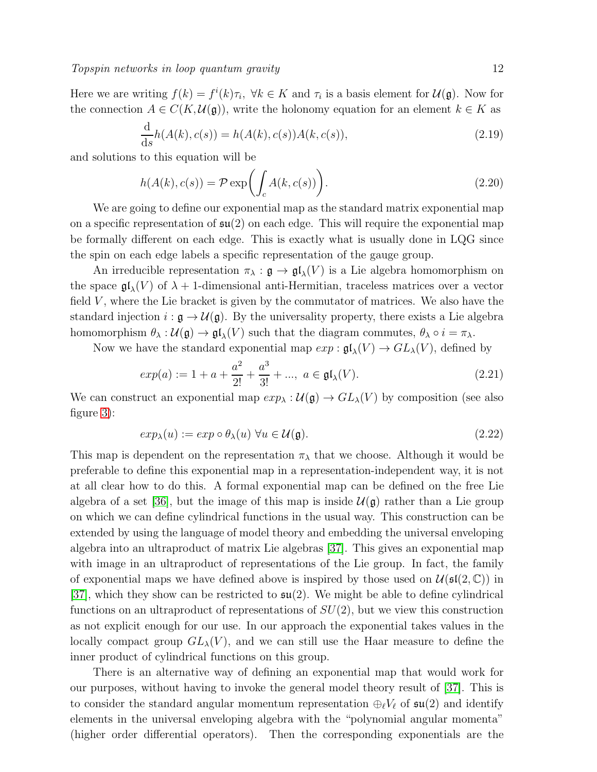Here we are writing $f(k) = f^i(k)\tau_i$, $\forall k \in K$ and $\tau_i$ is a basis element for $\mathcal{U}(\mathfrak{g})$. Now for the connection $A \in C(K, \mathcal{U}(\mathfrak{g}))$, write the holonomy equation for an element $k \in K$ as

$$\frac{\mathrm{d}}{\mathrm{d}s} h(A(k), c(s)) = h(A(k), c(s)) A(k, c(s)), \tag{2.19}$$

and solutions to this equation will be

$$h(A(k), c(s)) = \mathcal{P} \exp\bigg( \int_c A(k, c(s)) \bigg). \tag{2.20}$$

We are going to define our exponential map as the standard matrix exponential map on a specific representation of $\mathfrak{su}(2)$ on each edge. This will require the exponential map be formally different on each edge. This is exactly what is usually done in LQG since the spin on each edge labels a specific representation of the gauge group.

An irreducible representation $\pi_\lambda : \mathfrak{g} \to \mathfrak{gl}_\lambda(V)$ is a Lie algebra homomorphism on the space $\mathfrak{gl}_\lambda(V)$ of $\lambda + 1$-dimensional anti-Hermitian, traceless matrices over a vector field $V$, where the Lie bracket is given by the commutator of matrices. We also have the standard injection $i : \mathfrak{g} \to \mathcal{U}(\mathfrak{g})$. By the universality property, there exists a Lie algebra homomorphism $\theta_\lambda : \mathcal{U}(\mathfrak{g}) \to \mathfrak{gl}_\lambda(V)$ such that the diagram commutes, $\theta_\lambda \circ i = \pi_\lambda$.

Now we have the standard exponential map $exp : \mathfrak{gl}_\lambda(V) \to GL_\lambda(V)$, defined by

$$exp(a) := 1 + a + \frac{a^2}{2!} + \frac{a^3}{3!} + ..., \; a \in \mathfrak{gl}_\lambda(V). \tag{2.21}$$

We can construct an exponential map $exp_\lambda : \mathcal{U}(\mathfrak{g}) \to GL_\lambda(V)$ by composition (see also figure 3):

$$exp_\lambda(u) := exp \circ \theta_\lambda(u) \; \forall u \in \mathcal{U}(\mathfrak{g}). \tag{2.22}$$

This map is dependent on the representation $\pi_\lambda$ that we choose. Although it would be preferable to define this exponential map in a representation-independent way, it is not at all clear how to do this. A formal exponential map can be defined on the free Lie algebra of a set [36], but the image of this map is inside $\mathcal{U}(\mathfrak{g})$ rather than a Lie group on which we can define cylindrical functions in the usual way. This construction can be extended by using the language of model theory and embedding the universal enveloping algebra into an ultraproduct of matrix Lie algebras [37]. This gives an exponential map with image in an ultraproduct of representations of the Lie group. In fact, the family of exponential maps we have defined above is inspired by those used on $\mathcal{U}(\mathfrak{sl}(2, \mathbb{C}))$ in [37], which they show can be restricted to $\mathfrak{su}(2)$. We might be able to define cylindrical functions on an ultraproduct of representations of $SU(2)$, but we view this construction as not explicit enough for our use. In our approach the exponential takes values in the locally compact group $GL_\lambda(V)$, and we can still use the Haar measure to define the inner product of cylindrical functions on this group.

There is an alternative way of defining an exponential map that would work for our purposes, without having to invoke the general model theory result of [37]. This is to consider the standard angular momentum representation $\oplus_\ell V_\ell$ of $\mathfrak{su}(2)$ and identify elements in the universal enveloping algebra with the "polynomial angular momenta" (higher order differential operators). Then the corresponding exponentials are the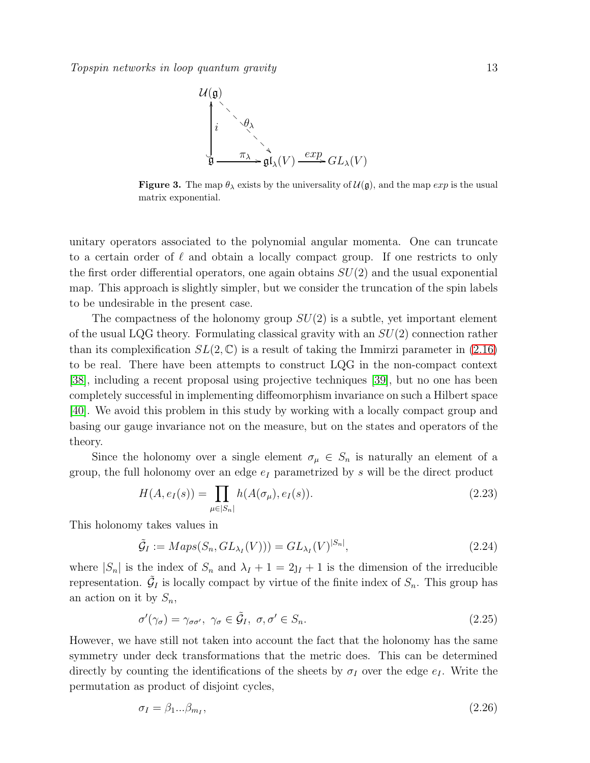**Figure 3.** The map $\theta_\lambda$ exists by the universality of $\mathcal{U}(\mathfrak{g})$, and the map $exp$ is the usual matrix exponential.

unitary operators associated to the polynomial angular momenta. One can truncate to a certain order of $\ell$ and obtain a locally compact group. If one restricts to only the first order differential operators, one again obtains $SU(2)$ and the usual exponential map. This approach is slightly simpler, but we consider the truncation of the spin labels to be undesirable in the present case.

The compactness of the holonomy group $SU(2)$ is a subtle, yet important element of the usual LQG theory. Formulating classical gravity with an $SU(2)$ connection rather than its complexification $SL(2,\mathbb{C})$ is a result of taking the Immirzi parameter in (2.16) to be real. There have been attempts to construct LQG in the non-compact context [38], including a recent proposal using projective techniques [39], but no one has been completely successful in implementing diffeomorphism invariance on such a Hilbert space [40]. We avoid this problem in this study by working with a locally compact group and basing our gauge invariance not on the measure, but on the states and operators of the theory.

Since the holonomy over a single element $\sigma_\mu \in S_n$ is naturally an element of a group, the full holonomy over an edge $e_I$ parametrized by $s$ will be the direct product

$$H(A, e_I(s)) = \prod_{\mu \in |S_n|} h(A(\sigma_\mu), e_I(s)). \tag{2.23}$$

This holonomy takes values in

$$\tilde{\mathcal{G}}_I := Maps(S_n, GL_{\lambda_I}(V))) = GL_{\lambda_I}(V)^{|S_n|}, \tag{2.24}$$

where $|S_n|$ is the index of $S_n$ and $\lambda_I + 1 = 2\jmath_I + 1$ is the dimension of the irreducible representation. $\tilde{\mathcal{G}}_I$ is locally compact by virtue of the finite index of $S_n$. This group has an action on it by $S_n$,

$$\sigma'(\gamma_\sigma) = \gamma_{\sigma\sigma'},\ \gamma_\sigma \in \tilde{\mathcal{G}}_I,\ \sigma, \sigma' \in S_n. \tag{2.25}$$

However, we have still not taken into account the fact that the holonomy has the same symmetry under deck transformations that the metric does. This can be determined directly by counting the identifications of the sheets by $\sigma_I$ over the edge $e_I$. Write the permutation as product of disjoint cycles,

$$\sigma_I = \beta_1 ... \beta_{m_I}, \tag{2.26}$$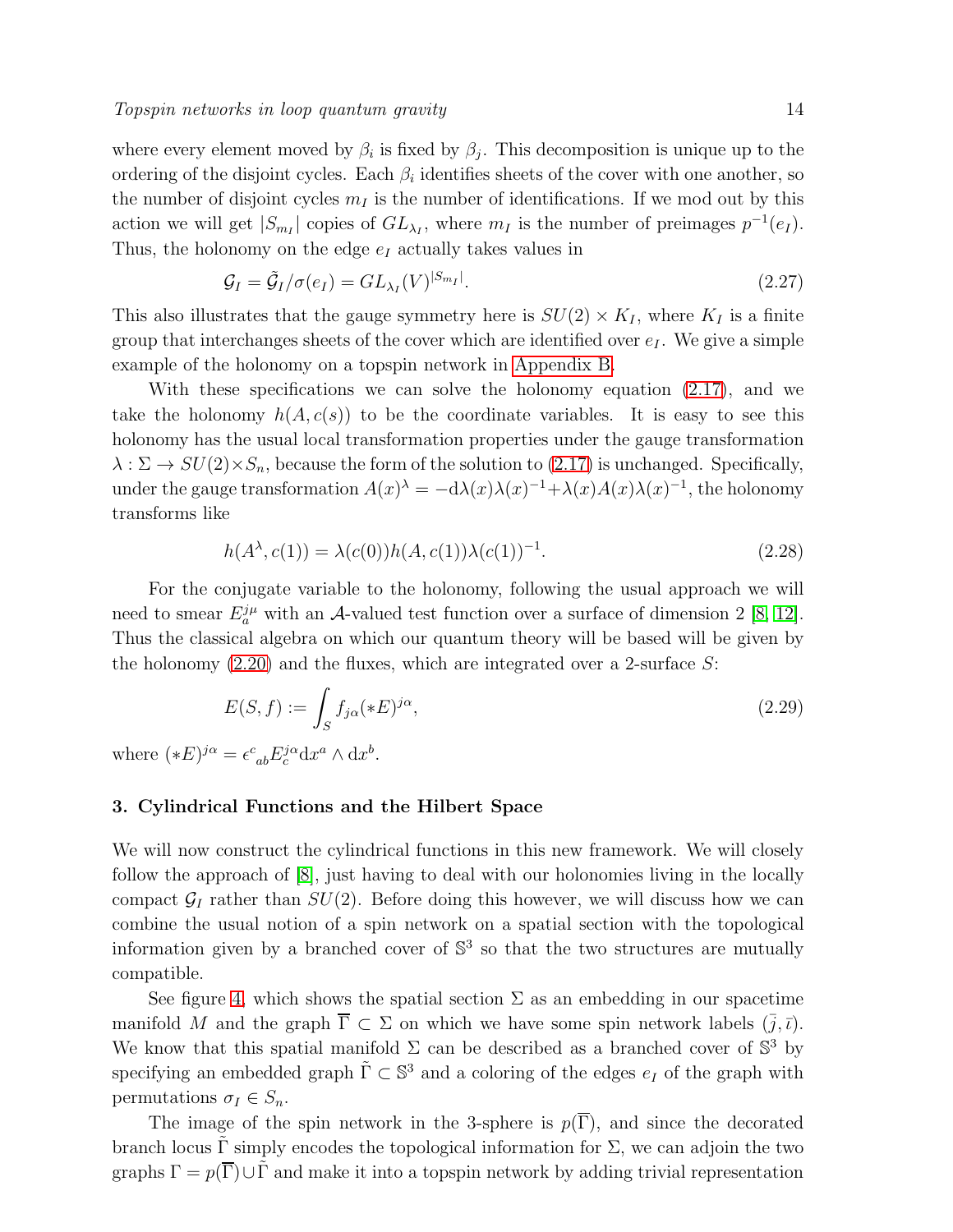where every element moved by $\beta_i$ is fixed by $\beta_j$. This decomposition is unique up to the ordering of the disjoint cycles. Each $\beta_i$ identifies sheets of the cover with one another, so the number of disjoint cycles $m_I$ is the number of identifications. If we mod out by this action we will get $|S_{m_I}|$ copies of $GL_{\lambda_I}$, where $m_I$ is the number of preimages $p^{-1}(e_I)$. Thus, the holonomy on the edge $e_I$ actually takes values in

$$\mathcal{G}_I = \tilde{\mathcal{G}}_I/\sigma(e_I) = GL_{\lambda_I}(V)^{|S_{m_I}|}. \tag{2.27}$$

This also illustrates that the gauge symmetry here is $SU(2) \times K_I$, where $K_I$ is a finite group that interchanges sheets of the cover which are identified over $e_I$. We give a simple example of the holonomy on a topspin network in Appendix B.

With these specifications we can solve the holonomy equation (2.17), and we take the holonomy $h(A, c(s))$ to be the coordinate variables. It is easy to see this holonomy has the usual local transformation properties under the gauge transformation $\lambda : \Sigma \to SU(2)\times S_n$, because the form of the solution to (2.17) is unchanged. Specifically, under the gauge transformation $A(x)^\lambda = -\mathrm{d}\lambda(x)\lambda(x)^{-1}+\lambda(x)A(x)\lambda(x)^{-1}$, the holonomy transforms like

$$h(A^\lambda, c(1)) = \lambda(c(0))h(A, c(1))\lambda(c(1))^{-1}. \tag{2.28}$$

For the conjugate variable to the holonomy, following the usual approach we will need to smear $E_a^{j\mu}$ with an $\mathcal{A}$-valued test function over a surface of dimension 2 [8, 12]. Thus the classical algebra on which our quantum theory will be based will be given by the holonomy (2.20) and the fluxes, which are integrated over a 2-surface $S$:

$$E(S, f) := \int_S f_{j\alpha}(*E)^{j\alpha}, \tag{2.29}$$

where $(*E)^{j\alpha} = \epsilon^c{}_{ab}E_c^{j\alpha}\mathrm{d}x^a \wedge \mathrm{d}x^b$.

## 3. Cylindrical Functions and the Hilbert Space

We will now construct the cylindrical functions in this new framework. We will closely follow the approach of [8], just having to deal with our holonomies living in the locally compact $\mathcal{G}_I$ rather than $SU(2)$. Before doing this however, we will discuss how we can combine the usual notion of a spin network on a spatial section with the topological information given by a branched cover of $\mathbb{S}^3$ so that the two structures are mutually compatible.

See figure 4, which shows the spatial section $\Sigma$ as an embedding in our spacetime manifold $M$ and the graph $\overline{\Gamma} \subset \Sigma$ on which we have some spin network labels $(\bar{j}, \bar{\iota})$. We know that this spatial manifold $\Sigma$ can be described as a branched cover of $\mathbb{S}^3$ by specifying an embedded graph $\tilde{\Gamma} \subset \mathbb{S}^3$ and a coloring of the edges $e_I$ of the graph with permutations $\sigma_I \in S_n$.

The image of the spin network in the 3-sphere is $p(\overline{\Gamma})$, and since the decorated branch locus $\tilde{\Gamma}$ simply encodes the topological information for $\Sigma$, we can adjoin the two graphs $\Gamma = p(\overline{\Gamma}) \cup \tilde{\Gamma}$ and make it into a topspin network by adding trivial representation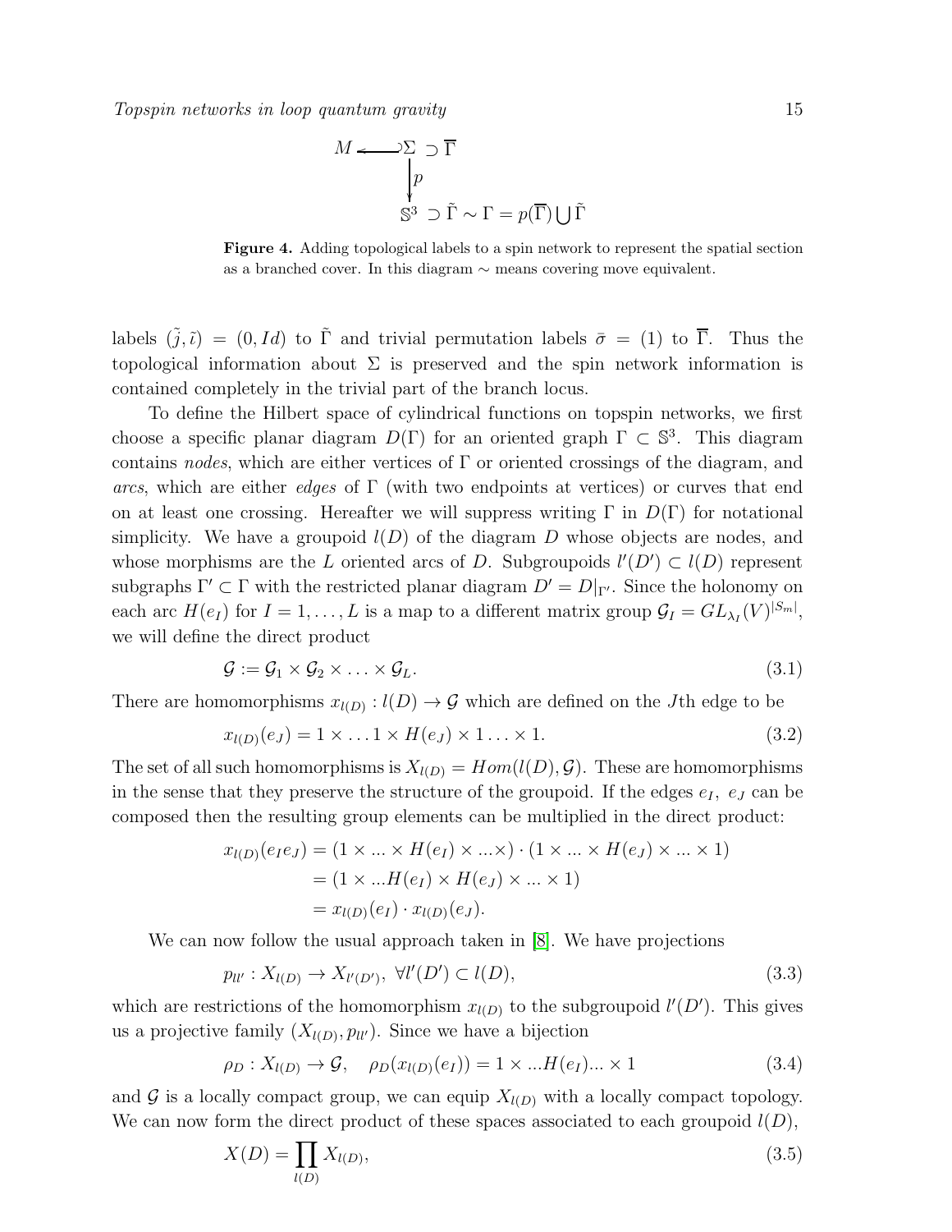$$
\begin{array}{ccc}
M \hookleftarrow \Sigma \supset \overline{\Gamma} \\
\downarrow p \\
\mathbb{S}^3 \supset \tilde{\Gamma} \sim \Gamma = p(\overline{\Gamma}) \bigcup \tilde{\Gamma}
\end{array}
$$

**Figure 4.** Adding topological labels to a spin network to represent the spatial section as a branched cover. In this diagram $\sim$ means covering move equivalent.

labels $(\tilde{j}, \tilde{\imath}) = (0, Id)$ to $\tilde{\Gamma}$ and trivial permutation labels $\bar{\sigma} = (1)$ to $\overline{\Gamma}$. Thus the topological information about $\Sigma$ is preserved and the spin network information is contained completely in the trivial part of the branch locus.

To define the Hilbert space of cylindrical functions on topspin networks, we first choose a specific planar diagram $D(\Gamma)$ for an oriented graph $\Gamma \subset \mathbb{S}^3$. This diagram contains *nodes*, which are either vertices of $\Gamma$ or oriented crossings of the diagram, and *arcs*, which are either *edges* of $\Gamma$ (with two endpoints at vertices) or curves that end on at least one crossing. Hereafter we will suppress writing $\Gamma$ in $D(\Gamma)$ for notational simplicity. We have a groupoid $l(D)$ of the diagram $D$ whose objects are nodes, and whose morphisms are the $L$ oriented arcs of $D$. Subgroupoids $l'(D') \subset l(D)$ represent subgraphs $\Gamma' \subset \Gamma$ with the restricted planar diagram $D' = D|_{\Gamma'}$. Since the holonomy on each arc $H(e_I)$ for $I = 1, \ldots, L$ is a map to a different matrix group $\mathcal{G}_I = GL_{\lambda_I}(V)^{|S_m|}$, we will define the direct product

$$
\mathcal{G} := \mathcal{G}_1 \times \mathcal{G}_2 \times \ldots \times \mathcal{G}_L. \tag{3.1}
$$

There are homomorphisms $x_{l(D)} : l(D) \to \mathcal{G}$ which are defined on the $J$th edge to be

$$
x_{l(D)}(e_J) = 1 \times \ldots 1 \times H(e_J) \times 1 \ldots \times 1. \tag{3.2}
$$

The set of all such homomorphisms is $X_{l(D)} = Hom(l(D), \mathcal{G})$. These are homomorphisms in the sense that they preserve the structure of the groupoid. If the edges $e_I$, $e_J$ can be composed then the resulting group elements can be multiplied in the direct product:

$$
\begin{aligned}
x_{l(D)}(e_I e_J) &= (1 \times ... \times H(e_I) \times ... \times) \cdot (1 \times ... \times H(e_J) \times ... \times 1) \\
&= (1 \times ... H(e_I) \times H(e_J) \times ... \times 1) \\
&= x_{l(D)}(e_I) \cdot x_{l(D)}(e_J).
\end{aligned}
$$

We can now follow the usual approach taken in [8]. We have projections

$$
p_{ll'} : X_{l(D)} \to X_{l'(D')}, \ \forall l'(D') \subset l(D), \tag{3.3}
$$

which are restrictions of the homomorphism $x_{l(D)}$ to the subgroupoid $l'(D')$. This gives us a projective family $(X_{l(D)}, p_{ll'})$. Since we have a bijection

$$
\rho_D : X_{l(D)} \to \mathcal{G}, \quad \rho_D(x_{l(D)}(e_I)) = 1 \times ... H(e_I) ... \times 1 \tag{3.4}
$$

and $\mathcal{G}$ is a locally compact group, we can equip $X_{l(D)}$ with a locally compact topology. We can now form the direct product of these spaces associated to each groupoid $l(D)$,

$$
X(D) = \prod_{l(D)} X_{l(D)}, \tag{3.5}
$$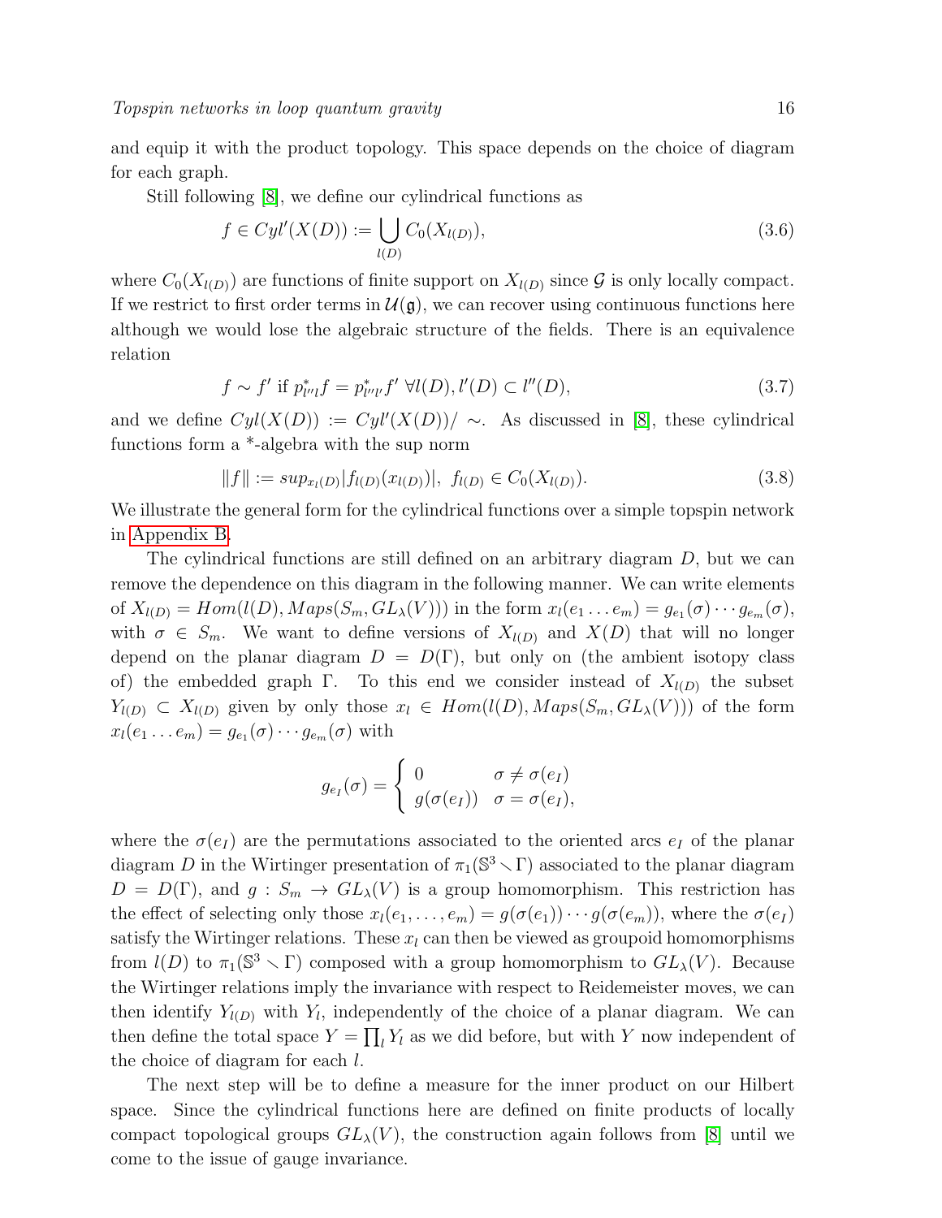and equip it with the product topology. This space depends on the choice of diagram for each graph.

Still following [8], we define our cylindrical functions as

$$f \in Cyl'(X(D)) := \bigcup_{l(D)} C_0(X_{l(D)}), \tag{3.6}$$

where $C_0(X_{l(D)})$ are functions of finite support on $X_{l(D)}$ since $\mathcal{G}$ is only locally compact. If we restrict to first order terms in $\mathcal{U}(\mathfrak{g})$, we can recover using continuous functions here although we would lose the algebraic structure of the fields. There is an equivalence relation

$$f \sim f' \text{ if } p^*_{l''l} f = p^*_{l''l'} f' \ \forall l(D), l'(D) \subset l''(D), \tag{3.7}$$

and we define $Cyl(X(D)) := Cyl'(X(D))/\sim$. As discussed in [8], these cylindrical functions form a *-algebra with the sup norm

$$\|f\| := sup_{x_{l(D)}} |f_{l(D)}(x_{l(D)})|, \ f_{l(D)} \in C_0(X_{l(D)}). \tag{3.8}$$

We illustrate the general form for the cylindrical functions over a simple topspin network in Appendix B.

The cylindrical functions are still defined on an arbitrary diagram $D$, but we can remove the dependence on this diagram in the following manner. We can write elements of $X_{l(D)} = Hom(l(D), Maps(S_m, GL_\lambda(V)))$ in the form $x_l(e_1 \ldots e_m) = g_{e_1}(\sigma) \cdots g_{e_m}(\sigma)$, with $\sigma \in S_m$. We want to define versions of $X_{l(D)}$ and $X(D)$ that will no longer depend on the planar diagram $D = D(\Gamma)$, but only on (the ambient isotopy class of) the embedded graph $\Gamma$. To this end we consider instead of $X_{l(D)}$ the subset $Y_{l(D)} \subset X_{l(D)}$ given by only those $x_l \in Hom(l(D), Maps(S_m, GL_\lambda(V)))$ of the form $x_l(e_1 \ldots e_m) = g_{e_1}(\sigma) \cdots g_{e_m}(\sigma)$ with

$$g_{e_I}(\sigma) = \begin{cases} 0 & \sigma \neq \sigma(e_I) \\ g(\sigma(e_I)) & \sigma = \sigma(e_I), \end{cases}$$

where the $\sigma(e_I)$ are the permutations associated to the oriented arcs $e_I$ of the planar diagram $D$ in the Wirtinger presentation of $\pi_1(\mathbb{S}^3 \smallsetminus \Gamma)$ associated to the planar diagram $D = D(\Gamma)$, and $g : S_m \to GL_\lambda(V)$ is a group homomorphism. This restriction has the effect of selecting only those $x_l(e_1, \ldots, e_m) = g(\sigma(e_1)) \cdots g(\sigma(e_m))$, where the $\sigma(e_I)$ satisfy the Wirtinger relations. These $x_l$ can then be viewed as groupoid homomorphisms from $l(D)$ to $\pi_1(\mathbb{S}^3 \smallsetminus \Gamma)$ composed with a group homomorphism to $GL_\lambda(V)$. Because the Wirtinger relations imply the invariance with respect to Reidemeister moves, we can then identify $Y_{l(D)}$ with $Y_l$, independently of the choice of a planar diagram. We can then define the total space $Y = \prod_l Y_l$ as we did before, but with $Y$ now independent of the choice of diagram for each $l$.

The next step will be to define a measure for the inner product on our Hilbert space. Since the cylindrical functions here are defined on finite products of locally compact topological groups $GL_\lambda(V)$, the construction again follows from [8] until we come to the issue of gauge invariance.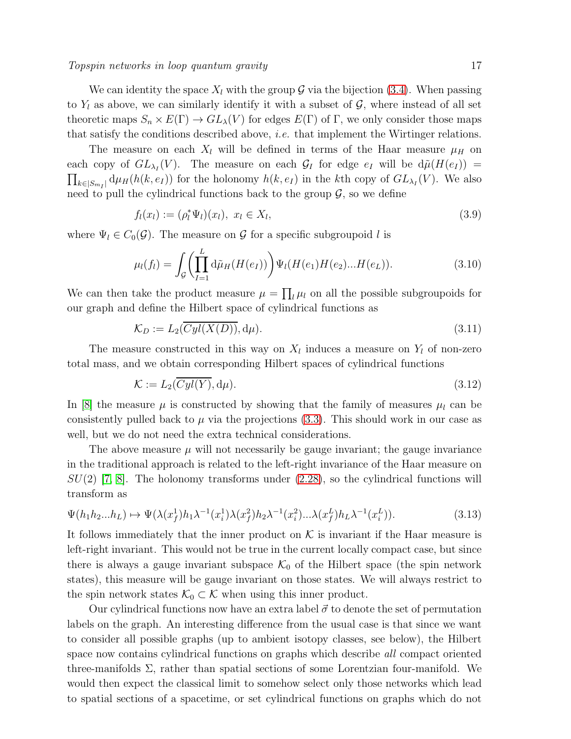We can identity the space $X_l$ with the group $\mathcal{G}$ via the bijection (3.4). When passing to $Y_l$ as above, we can similarly identify it with a subset of $\mathcal{G}$, where instead of all set theoretic maps $S_n \times E(\Gamma) \to GL_\lambda(V)$ for edges $E(\Gamma)$ of $\Gamma$, we only consider those maps that satisfy the conditions described above, *i.e.* that implement the Wirtinger relations.

The measure on each $X_l$ will be defined in terms of the Haar measure $\mu_H$ on each copy of $GL_{\lambda_I}(V)$. The measure on each $\mathcal{G}_I$ for edge $e_I$ will be $\mathrm{d}\tilde{\mu}(H(e_I)) = \prod_{k \in |S_{m_I}|} \mathrm{d}\mu_H(h(k, e_I))$ for the holonomy $h(k, e_I)$ in the $k$th copy of $GL_{\lambda_I}(V)$. We also need to pull the cylindrical functions back to the group $\mathcal{G}$, so we define

$$f_l(x_l) := (\rho_l^* \Psi_l)(x_l), \; x_l \in X_l, \tag{3.9}$$

where $\Psi_l \in C_0(\mathcal{G})$. The measure on $\mathcal{G}$ for a specific subgroupoid $l$ is

$$\mu_l(f_l) = \int_{\mathcal{G}} \left( \prod_{I=1}^{L} \mathrm{d}\tilde{\mu}_H(H(e_I)) \right) \Psi_l(H(e_1)H(e_2)...H(e_L)). \tag{3.10}$$

We can then take the product measure $\mu = \prod_l \mu_l$ on all the possible subgroupoids for our graph and define the Hilbert space of cylindrical functions as

$$\mathcal{K}_D := L_2(\overline{Cyl(X(D))}, \mathrm{d}\mu). \tag{3.11}$$

The measure constructed in this way on $X_l$ induces a measure on $Y_l$ of non-zero total mass, and we obtain corresponding Hilbert spaces of cylindrical functions

$$\mathcal{K} := L_2(\overline{Cyl(Y)}, \mathrm{d}\mu). \tag{3.12}$$

In [8] the measure $\mu$ is constructed by showing that the family of measures $\mu_l$ can be consistently pulled back to $\mu$ via the projections (3.3). This should work in our case as well, but we do not need the extra technical considerations.

The above measure $\mu$ will not necessarily be gauge invariant; the gauge invariance in the traditional approach is related to the left-right invariance of the Haar measure on $SU(2)$ [7, 8]. The holonomy transforms under (2.28), so the cylindrical functions will transform as

$$\Psi(h_1 h_2 ... h_L) \mapsto \Psi(\lambda(x_f^1) h_1 \lambda^{-1}(x_i^1) \lambda(x_f^2) h_2 \lambda^{-1}(x_i^2) ... \lambda(x_f^L) h_L \lambda^{-1}(x_i^L)). \tag{3.13}$$

It follows immediately that the inner product on $\mathcal{K}$ is invariant if the Haar measure is left-right invariant. This would not be true in the current locally compact case, but since there is always a gauge invariant subspace $\mathcal{K}_0$ of the Hilbert space (the spin network states), this measure will be gauge invariant on those states. We will always restrict to the spin network states $\mathcal{K}_0 \subset \mathcal{K}$ when using this inner product.

Our cylindrical functions now have an extra label $\vec{\sigma}$ to denote the set of permutation labels on the graph. An interesting difference from the usual case is that since we want to consider all possible graphs (up to ambient isotopy classes, see below), the Hilbert space now contains cylindrical functions on graphs which describe *all* compact oriented three-manifolds $\Sigma$, rather than spatial sections of some Lorentzian four-manifold. We would then expect the classical limit to somehow select only those networks which lead to spatial sections of a spacetime, or set cylindrical functions on graphs which do not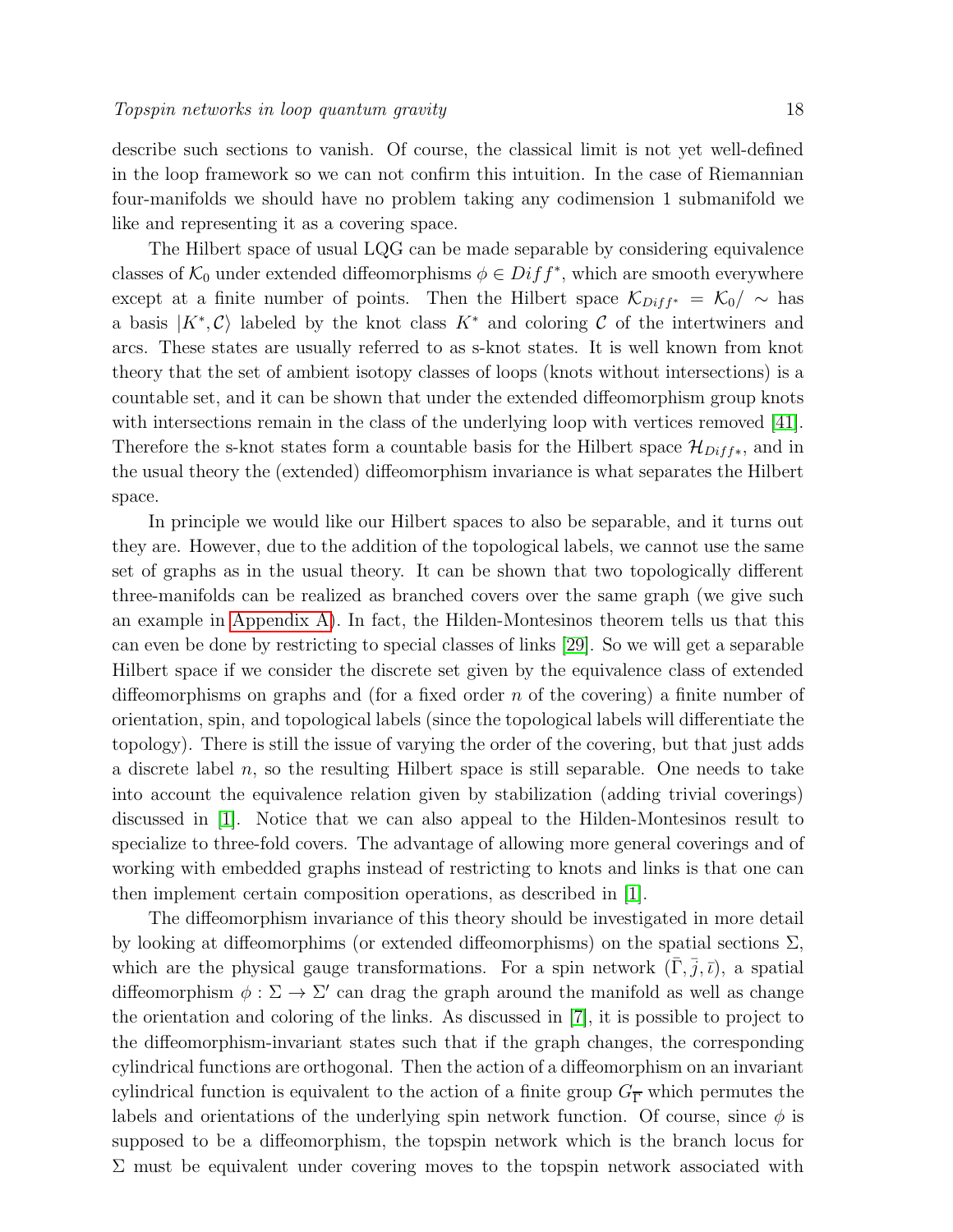describe such sections to vanish. Of course, the classical limit is not yet well-defined in the loop framework so we can not confirm this intuition. In the case of Riemannian four-manifolds we should have no problem taking any codimension 1 submanifold we like and representing it as a covering space.

The Hilbert space of usual LQG can be made separable by considering equivalence classes of $\mathcal{K}_0$ under extended diffeomorphisms $\phi \in Diff^*$, which are smooth everywhere except at a finite number of points. Then the Hilbert space $\mathcal{K}_{Diff^*} = \mathcal{K}_0/\sim$ has a basis $|K^*, \mathcal{C}\rangle$ labeled by the knot class $K^*$ and coloring $\mathcal{C}$ of the intertwiners and arcs. These states are usually referred to as s-knot states. It is well known from knot theory that the set of ambient isotopy classes of loops (knots without intersections) is a countable set, and it can be shown that under the extended diffeomorphism group knots with intersections remain in the class of the underlying loop with vertices removed [41]. Therefore the s-knot states form a countable basis for the Hilbert space $\mathcal{H}_{Diff*}$, and in the usual theory the (extended) diffeomorphism invariance is what separates the Hilbert space.

In principle we would like our Hilbert spaces to also be separable, and it turns out they are. However, due to the addition of the topological labels, we cannot use the same set of graphs as in the usual theory. It can be shown that two topologically different three-manifolds can be realized as branched covers over the same graph (we give such an example in Appendix A). In fact, the Hilden-Montesinos theorem tells us that this can even be done by restricting to special classes of links [29]. So we will get a separable Hilbert space if we consider the discrete set given by the equivalence class of extended diffeomorphisms on graphs and (for a fixed order $n$ of the covering) a finite number of orientation, spin, and topological labels (since the topological labels will differentiate the topology). There is still the issue of varying the order of the covering, but that just adds a discrete label $n$, so the resulting Hilbert space is still separable. One needs to take into account the equivalence relation given by stabilization (adding trivial coverings) discussed in [1]. Notice that we can also appeal to the Hilden-Montesinos result to specialize to three-fold covers. The advantage of allowing more general coverings and of working with embedded graphs instead of restricting to knots and links is that one can then implement certain composition operations, as described in [1].

The diffeomorphism invariance of this theory should be investigated in more detail by looking at diffeomorphims (or extended diffeomorphisms) on the spatial sections $\Sigma$, which are the physical gauge transformations. For a spin network $(\bar{\Gamma}, \bar{j}, \bar{\iota})$, a spatial diffeomorphism $\phi : \Sigma \to \Sigma'$ can drag the graph around the manifold as well as change the orientation and coloring of the links. As discussed in [7], it is possible to project to the diffeomorphism-invariant states such that if the graph changes, the corresponding cylindrical functions are orthogonal. Then the action of a diffeomorphism on an invariant cylindrical function is equivalent to the action of a finite group $G_{\overline{\Gamma}}$ which permutes the labels and orientations of the underlying spin network function. Of course, since $\phi$ is supposed to be a diffeomorphism, the topspin network which is the branch locus for $\Sigma$ must be equivalent under covering moves to the topspin network associated with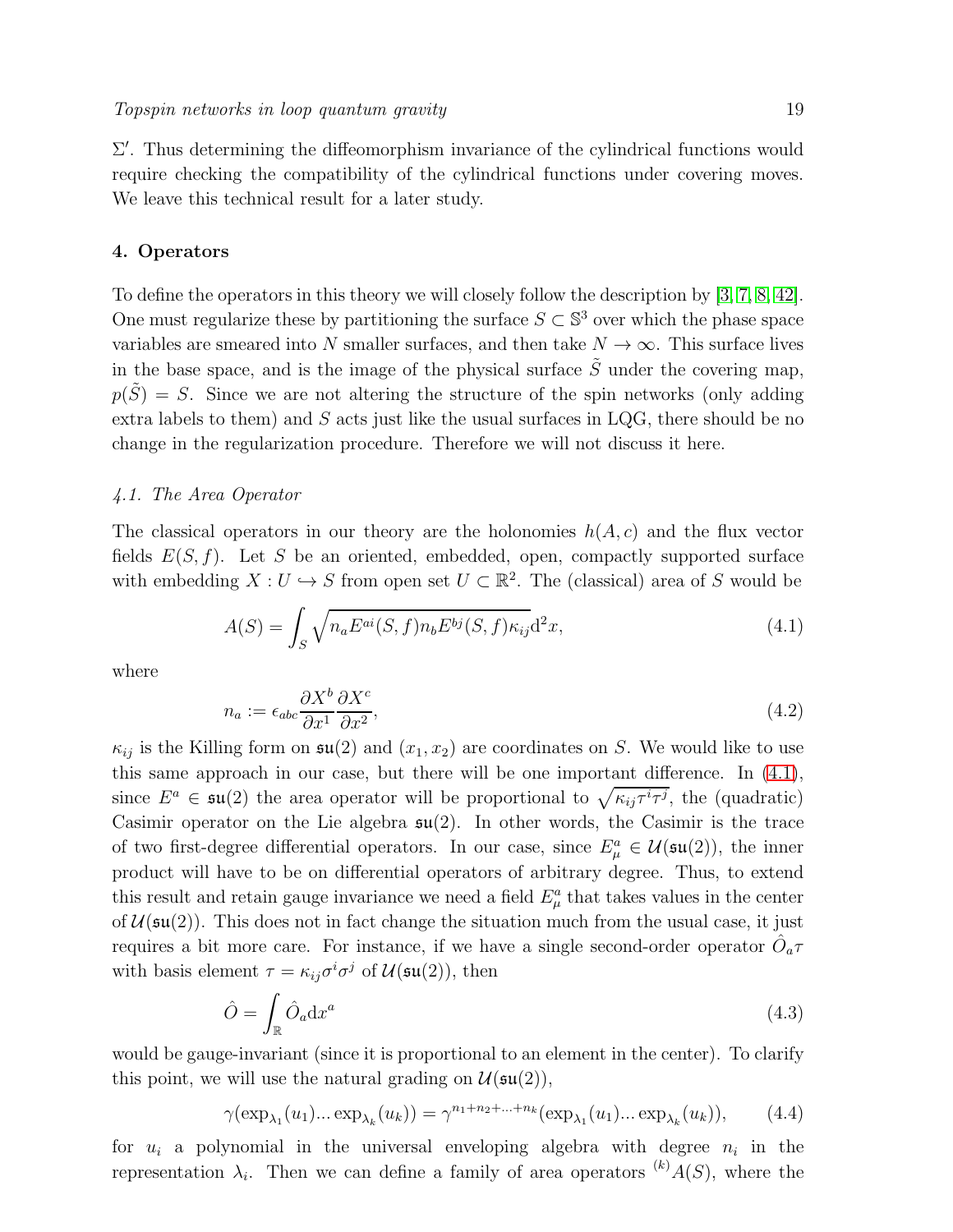$\Sigma'$. Thus determining the diffeomorphism invariance of the cylindrical functions would require checking the compatibility of the cylindrical functions under covering moves. We leave this technical result for a later study.

## 4. Operators

To define the operators in this theory we will closely follow the description by [3, 7, 8, 42]. One must regularize these by partitioning the surface $S \subset \mathbb{S}^3$ over which the phase space variables are smeared into $N$ smaller surfaces, and then take $N \to \infty$. This surface lives in the base space, and is the image of the physical surface $\tilde{S}$ under the covering map, $p(\tilde{S}) = S$. Since we are not altering the structure of the spin networks (only adding extra labels to them) and $S$ acts just like the usual surfaces in LQG, there should be no change in the regularization procedure. Therefore we will not discuss it here.

### *4.1. The Area Operator*

The classical operators in our theory are the holonomies $h(A, c)$ and the flux vector fields $E(S, f)$. Let $S$ be an oriented, embedded, open, compactly supported surface with embedding $X : U \hookrightarrow S$ from open set $U \subset \mathbb{R}^2$. The (classical) area of $S$ would be

$$A(S) = \int_S \sqrt{n_a E^{ai}(S, f) n_b E^{bj}(S, f) \kappa_{ij}} \mathrm{d}^2 x, \tag{4.1}$$

where

$$n_a := \epsilon_{abc} \frac{\partial X^b}{\partial x^1} \frac{\partial X^c}{\partial x^2}, \tag{4.2}$$

$\kappa_{ij}$ is the Killing form on $\mathfrak{su}(2)$ and $(x_1, x_2)$ are coordinates on $S$. We would like to use this same approach in our case, but there will be one important difference. In (4.1), since $E^a \in \mathfrak{su}(2)$ the area operator will be proportional to $\sqrt{\kappa_{ij}\tau^i\tau^j}$, the (quadratic) Casimir operator on the Lie algebra $\mathfrak{su}(2)$. In other words, the Casimir is the trace of two first-degree differential operators. In our case, since $E^a_\mu \in \mathcal{U}(\mathfrak{su}(2))$, the inner product will have to be on differential operators of arbitrary degree. Thus, to extend this result and retain gauge invariance we need a field $E^a_\mu$ that takes values in the center of $\mathcal{U}(\mathfrak{su}(2))$. This does not in fact change the situation much from the usual case, it just requires a bit more care. For instance, if we have a single second-order operator $\hat{O}_a \tau$ with basis element $\tau = \kappa_{ij}\sigma^i\sigma^j$ of $\mathcal{U}(\mathfrak{su}(2))$, then

$$\hat{O} = \int_{\mathbb{R}} \hat{O}_a \mathrm{d}x^a \tag{4.3}$$

would be gauge-invariant (since it is proportional to an element in the center). To clarify this point, we will use the natural grading on $\mathcal{U}(\mathfrak{su}(2))$,

$$\gamma(\exp_{\lambda_1}(u_1) ... \exp_{\lambda_k}(u_k)) = \gamma^{n_1+n_2+...+n_k}(\exp_{\lambda_1}(u_1) ... \exp_{\lambda_k}(u_k)), \tag{4.4}$$

for $u_i$ a polynomial in the universal enveloping algebra with degree $n_i$ in the representation $\lambda_i$. Then we can define a family of area operators ${}^{(k)}A(S)$, where the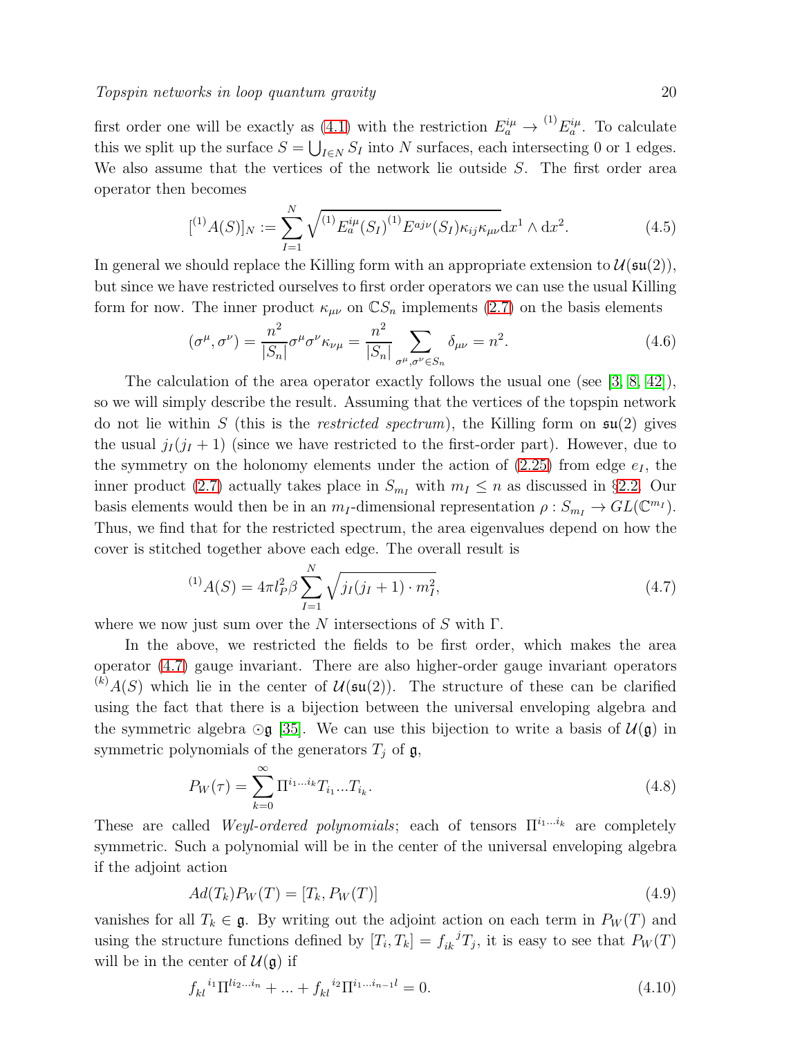first order one will be exactly as (4.1) with the restriction $E^{i\mu}_a \to {}^{(1)}E^{i\mu}_a$. To calculate this we split up the surface $S = \bigcup_{I \in N} S_I$ into $N$ surfaces, each intersecting 0 or 1 edges. We also assume that the vertices of the network lie outside $S$. The first order area operator then becomes

$$[{}^{(1)}A(S)]_N := \sum_{I=1}^{N} \sqrt{{}^{(1)}E^{i\mu}_a(S_I)\,{}^{(1)}E^{aj\nu}(S_I)\kappa_{ij}\kappa_{\mu\nu}}\mathrm{d}x^1 \wedge \mathrm{d}x^2. \tag{4.5}$$

In general we should replace the Killing form with an appropriate extension to $\mathcal{U}(\mathfrak{su}(2))$, but since we have restricted ourselves to first order operators we can use the usual Killing form for now. The inner product $\kappa_{\mu\nu}$ on $\mathbb{C}S_n$ implements (2.7) on the basis elements

$$(\sigma^\mu, \sigma^\nu) = \frac{n^2}{|S_n|}\sigma^\mu\sigma^\nu\kappa_{\nu\mu} = \frac{n^2}{|S_n|}\sum_{\sigma^\mu,\sigma^\nu \in S_n}\delta_{\mu\nu} = n^2. \tag{4.6}$$

The calculation of the area operator exactly follows the usual one (see [3, 8, 42]), so we will simply describe the result. Assuming that the vertices of the topspin network do not lie within $S$ (this is the *restricted spectrum*), the Killing form on $\mathfrak{su}(2)$ gives the usual $j_I(j_I+1)$ (since we have restricted to the first-order part). However, due to the symmetry on the holonomy elements under the action of (2.25) from edge $e_I$, the inner product (2.7) actually takes place in $S_{m_I}$ with $m_I \leq n$ as discussed in §2.2. Our basis elements would then be in an $m_I$-dimensional representation $\rho : S_{m_I} \to GL(\mathbb{C}^{m_I})$. Thus, we find that for the restricted spectrum, the area eigenvalues depend on how the cover is stitched together above each edge. The overall result is

$${}^{(1)}A(S) = 4\pi l_P^2 \beta \sum_{I=1}^{N}\sqrt{j_I(j_I+1)\cdot m_I^2}, \tag{4.7}$$

where we now just sum over the $N$ intersections of $S$ with $\Gamma$.

In the above, we restricted the fields to be first order, which makes the area operator (4.7) gauge invariant. There are also higher-order gauge invariant operators ${}^{(k)}A(S)$ which lie in the center of $\mathcal{U}(\mathfrak{su}(2))$. The structure of these can be clarified using the fact that there is a bijection between the universal enveloping algebra and the symmetric algebra $\odot\mathfrak{g}$ [35]. We can use this bijection to write a basis of $\mathcal{U}(\mathfrak{g})$ in symmetric polynomials of the generators $T_j$ of $\mathfrak{g}$,

$$P_W(\tau) = \sum_{k=0}^{\infty}\Pi^{i_1\ldots i_k}T_{i_1}\ldots T_{i_k}. \tag{4.8}$$

These are called *Weyl-ordered polynomials*; each of tensors $\Pi^{i_1\ldots i_k}$ are completely symmetric. Such a polynomial will be in the center of the universal enveloping algebra if the adjoint action

$$Ad(T_k)P_W(T) = [T_k, P_W(T)] \tag{4.9}$$

vanishes for all $T_k \in \mathfrak{g}$. By writing out the adjoint action on each term in $P_W(T)$ and using the structure functions defined by $[T_i, T_k] = f_{ik}{}^{j}T_j$, it is easy to see that $P_W(T)$ will be in the center of $\mathcal{U}(\mathfrak{g})$ if

$$f_{kl}{}^{i_1}\Pi^{li_2\ldots i_n} + \ldots + f_{kl}{}^{i_2}\Pi^{i_1\ldots i_{n-1}l} = 0. \tag{4.10}$$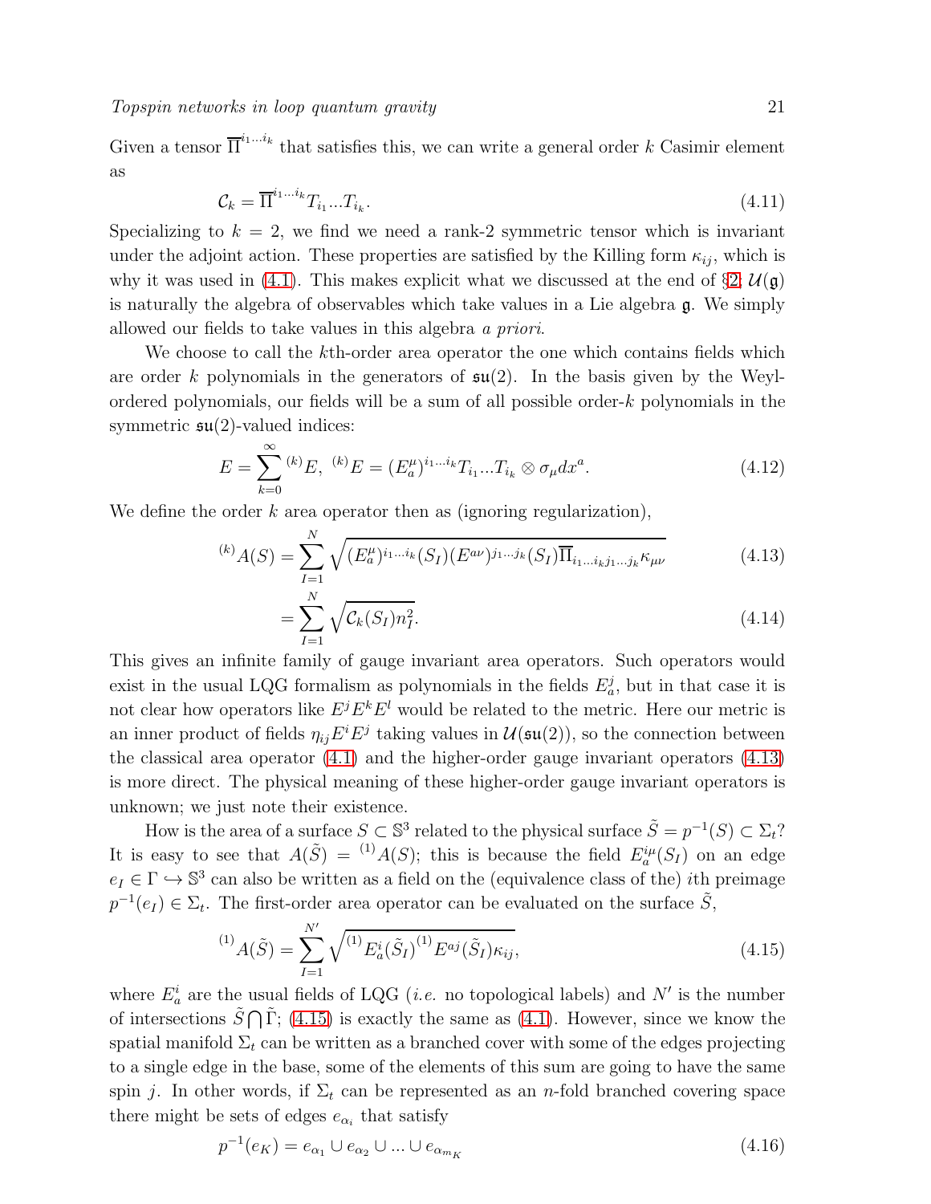Given a tensor $\overline{\Pi}^{i_1...i_k}$ that satisfies this, we can write a general order $k$ Casimir element as

$$\mathcal{C}_k = \overline{\Pi}^{i_1...i_k} T_{i_1}...T_{i_k}. \tag{4.11}$$

Specializing to $k = 2$, we find we need a rank-2 symmetric tensor which is invariant under the adjoint action. These properties are satisfied by the Killing form $\kappa_{ij}$, which is why it was used in (4.1). This makes explicit what we discussed at the end of §2; $\mathcal{U}(\mathfrak{g})$ is naturally the algebra of observables which take values in a Lie algebra $\mathfrak{g}$. We simply allowed our fields to take values in this algebra *a priori*.

We choose to call the $k$th-order area operator the one which contains fields which are order $k$ polynomials in the generators of $\mathfrak{su}(2)$. In the basis given by the Weyl-ordered polynomials, our fields will be a sum of all possible order-$k$ polynomials in the symmetric $\mathfrak{su}(2)$-valued indices:

$$E = \sum_{k=0}^{\infty} {}^{(k)}E, \;\; {}^{(k)}E = (E_a^\mu)^{i_1...i_k} T_{i_1}...T_{i_k} \otimes \sigma_\mu dx^a. \tag{4.12}$$

We define the order $k$ area operator then as (ignoring regularization),

$$^{(k)}A(S) = \sum_{I=1}^{N} \sqrt{(E_a^\mu)^{i_1...i_k}(S_I)(E^{a\nu})^{j_1...j_k}(S_I)\overline{\Pi}_{i_1...i_k j_1...j_k}\kappa_{\mu\nu}} \tag{4.13}$$

$$= \sum_{I=1}^{N} \sqrt{\mathcal{C}_k(S_I) n_I^2}. \tag{4.14}$$

This gives an infinite family of gauge invariant area operators. Such operators would exist in the usual LQG formalism as polynomials in the fields $E_a^j$, but in that case it is not clear how operators like $E^j E^k E^l$ would be related to the metric. Here our metric is an inner product of fields $\eta_{ij} E^i E^j$ taking values in $\mathcal{U}(\mathfrak{su}(2))$, so the connection between the classical area operator (4.1) and the higher-order gauge invariant operators (4.13) is more direct. The physical meaning of these higher-order gauge invariant operators is unknown; we just note their existence.

How is the area of a surface $S \subset \mathbb{S}^3$ related to the physical surface $\tilde{S} = p^{-1}(S) \subset \Sigma_t$? It is easy to see that $A(\tilde{S}) = {}^{(1)}A(S)$; this is because the field $E_a^{i\mu}(S_I)$ on an edge $e_I \in \Gamma \hookrightarrow \mathbb{S}^3$ can also be written as a field on the (equivalence class of the) $i$th preimage $p^{-1}(e_I) \in \Sigma_t$. The first-order area operator can be evaluated on the surface $\tilde{S}$,

$$^{(1)}A(\tilde{S}) = \sum_{I=1}^{N'} \sqrt{{}^{(1)}E_a^i(\tilde{S}_I) {}^{(1)}E^{aj}(\tilde{S}_I)\kappa_{ij}}, \tag{4.15}$$

where $E_a^i$ are the usual fields of LQG (*i.e.* no topological labels) and $N'$ is the number of intersections $\tilde{S} \bigcap \tilde{\Gamma}$; (4.15) is exactly the same as (4.1). However, since we know the spatial manifold $\Sigma_t$ can be written as a branched cover with some of the edges projecting to a single edge in the base, some of the elements of this sum are going to have the same spin $j$. In other words, if $\Sigma_t$ can be represented as an $n$-fold branched covering space there might be sets of edges $e_{\alpha_i}$ that satisfy

$$p^{-1}(e_K) = e_{\alpha_1} \cup e_{\alpha_2} \cup ... \cup e_{\alpha_{m_K}} \tag{4.16}$$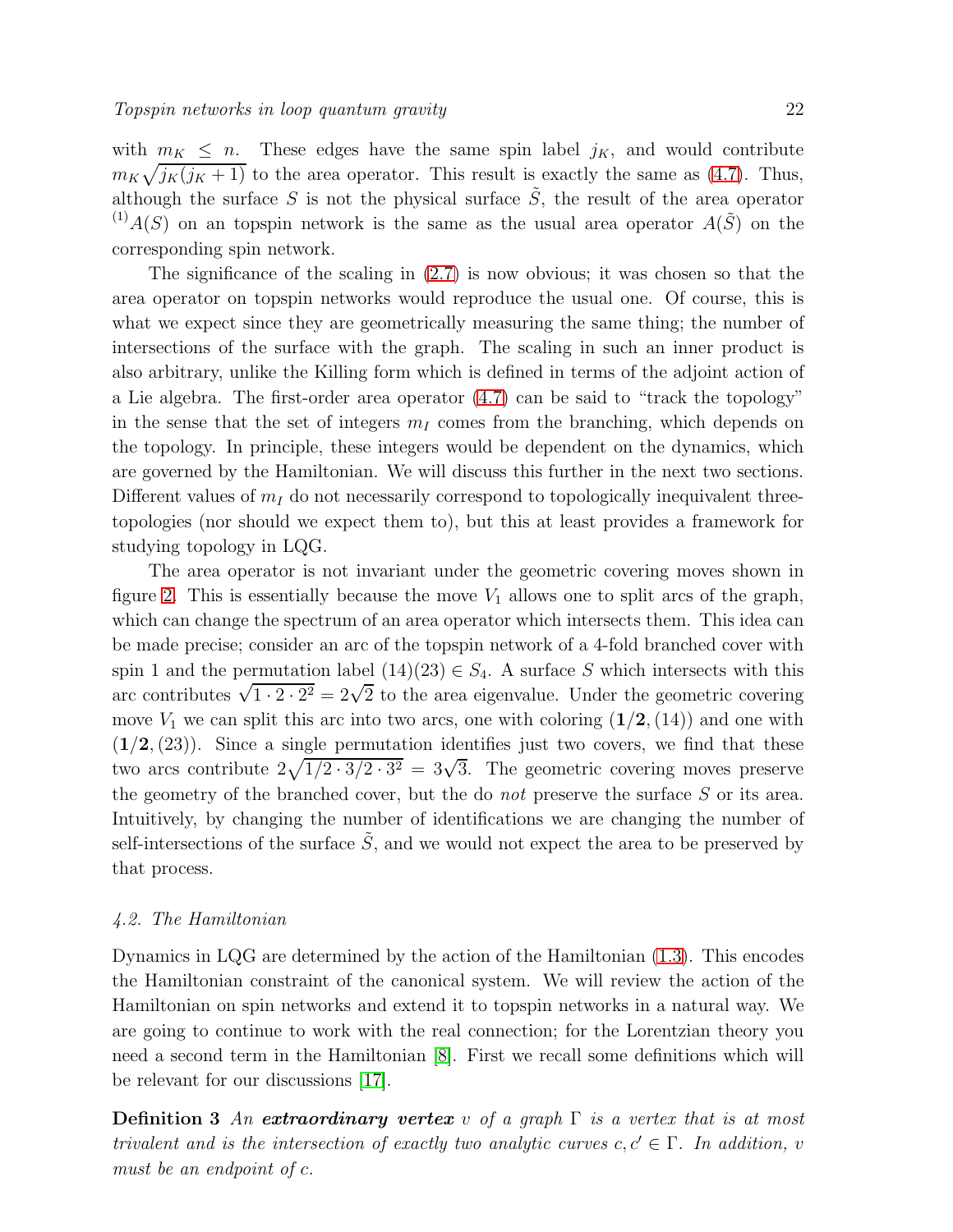with $m_K \leq n$. These edges have the same spin label $j_K$, and would contribute $m_K\sqrt{j_K(j_K+1)}$ to the area operator. This result is exactly the same as (4.7). Thus, although the surface $S$ is not the physical surface $\tilde{S}$, the result of the area operator ${}^{(1)}A(S)$ on an topspin network is the same as the usual area operator $A(\tilde{S})$ on the corresponding spin network.

The significance of the scaling in (2.7) is now obvious; it was chosen so that the area operator on topspin networks would reproduce the usual one. Of course, this is what we expect since they are geometrically measuring the same thing; the number of intersections of the surface with the graph. The scaling in such an inner product is also arbitrary, unlike the Killing form which is defined in terms of the adjoint action of a Lie algebra. The first-order area operator (4.7) can be said to "track the topology" in the sense that the set of integers $m_I$ comes from the branching, which depends on the topology. In principle, these integers would be dependent on the dynamics, which are governed by the Hamiltonian. We will discuss this further in the next two sections. Different values of $m_I$ do not necessarily correspond to topologically inequivalent three-topologies (nor should we expect them to), but this at least provides a framework for studying topology in LQG.

The area operator is not invariant under the geometric covering moves shown in figure 2. This is essentially because the move $V_1$ allows one to split arcs of the graph, which can change the spectrum of an area operator which intersects them. This idea can be made precise; consider an arc of the topspin network of a 4-fold branched cover with spin 1 and the permutation label $(14)(23) \in S_4$. A surface $S$ which intersects with this arc contributes $\sqrt{1 \cdot 2 \cdot 2^2} = 2\sqrt{2}$ to the area eigenvalue. Under the geometric covering move $V_1$ we can split this arc into two arcs, one with coloring $(\mathbf{1/2}, (14))$ and one with $(\mathbf{1/2}, (23))$. Since a single permutation identifies just two covers, we find that these two arcs contribute $2\sqrt{1/2 \cdot 3/2 \cdot 3^2} = 3\sqrt{3}$. The geometric covering moves preserve the geometry of the branched cover, but the do *not* preserve the surface $S$ or its area. Intuitively, by changing the number of identifications we are changing the number of self-intersections of the surface $\tilde{S}$, and we would not expect the area to be preserved by that process.

### *4.2. The Hamiltonian*

Dynamics in LQG are determined by the action of the Hamiltonian (1.3). This encodes the Hamiltonian constraint of the canonical system. We will review the action of the Hamiltonian on spin networks and extend it to topspin networks in a natural way. We are going to continue to work with the real connection; for the Lorentzian theory you need a second term in the Hamiltonian [8]. First we recall some definitions which will be relevant for our discussions [17].

**Definition 3** *An* ***extraordinary vertex*** *$v$ of a graph $\Gamma$ is a vertex that is at most trivalent and is the intersection of exactly two analytic curves $c, c' \in \Gamma$. In addition, $v$ must be an endpoint of $c$.*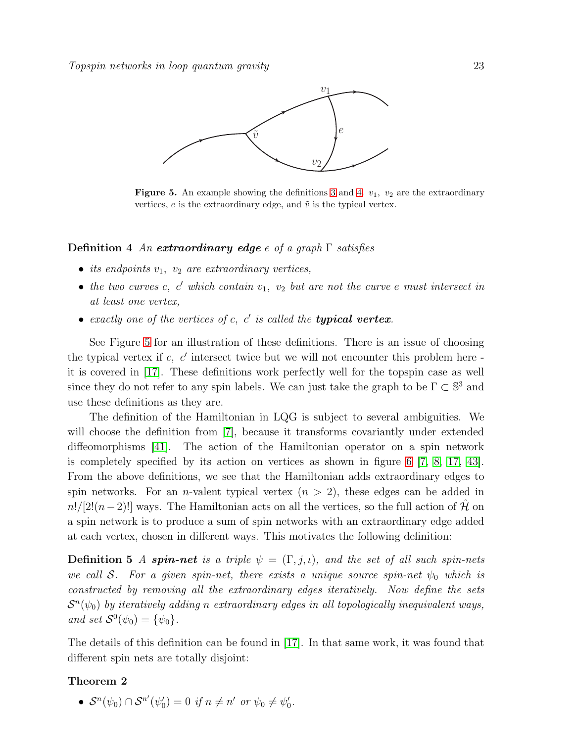**Figure 5.** An example showing the definitions 3 and 4. $v_1$, $v_2$ are the extraordinary vertices, $e$ is the extraordinary edge, and $\tilde{v}$ is the typical vertex.

**Definition 4** *An* ***extraordinary edge*** *$e$ of a graph $\Gamma$ satisfies*

- *its endpoints $v_1$, $v_2$ are extraordinary vertices,*
- *the two curves $c$, $c'$ which contain $v_1$, $v_2$ but are not the curve $e$ must intersect in at least one vertex,*
- *exactly one of the vertices of $c$, $c'$ is called the* ***typical vertex****.*

See Figure 5 for an illustration of these definitions. There is an issue of choosing the typical vertex if $c$, $c'$ intersect twice but we will not encounter this problem here - it is covered in [17]. These definitions work perfectly well for the topspin case as well since they do not refer to any spin labels. We can just take the graph to be $\Gamma \subset \mathbb{S}^3$ and use these definitions as they are.

The definition of the Hamiltonian in LQG is subject to several ambiguities. We will choose the definition from [7], because it transforms covariantly under extended diffeomorphisms [41]. The action of the Hamiltonian operator on a spin network is completely specified by its action on vertices as shown in figure 6 [7, 8, 17, 43]. From the above definitions, we see that the Hamiltonian adds extraordinary edges to spin networks. For an $n$-valent typical vertex ($n > 2$), these edges can be added in $n!/[2!(n-2)!]$ ways. The Hamiltonian acts on all the vertices, so the full action of $\hat{\mathcal{H}}$ on a spin network is to produce a sum of spin networks with an extraordinary edge added at each vertex, chosen in different ways. This motivates the following definition:

**Definition 5** *A* ***spin-net*** *is a triple $\psi = (\Gamma, j, \iota)$, and the set of all such spin-nets we call $\mathcal{S}$. For a given spin-net, there exists a unique source spin-net $\psi_0$ which is constructed by removing all the extraordinary edges iteratively. Now define the sets $\mathcal{S}^n(\psi_0)$ by iteratively adding n extraordinary edges in all topologically inequivalent ways, and set $\mathcal{S}^0(\psi_0) = \{\psi_0\}$.*

The details of this definition can be found in [17]. In that same work, it was found that different spin nets are totally disjoint:

**Theorem 2**

- $\mathcal{S}^n(\psi_0) \cap \mathcal{S}^{n'}(\psi_0') = 0$ *if $n \neq n'$ or $\psi_0 \neq \psi_0'$.*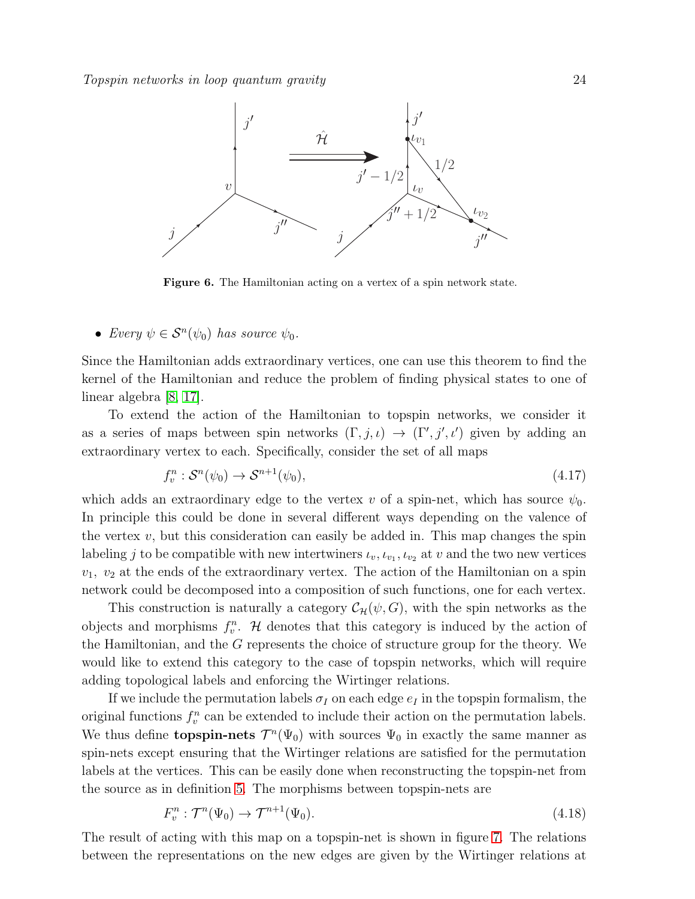**Figure 6.** The Hamiltonian acting on a vertex of a spin network state.

- *Every $\psi \in \mathcal{S}^n(\psi_0)$ has source $\psi_0$.*

Since the Hamiltonian adds extraordinary vertices, one can use this theorem to find the kernel of the Hamiltonian and reduce the problem of finding physical states to one of linear algebra [8, 17].

To extend the action of the Hamiltonian to topspin networks, we consider it as a series of maps between spin networks $(\Gamma, j, \iota) \to (\Gamma', j', \iota')$ given by adding an extraordinary vertex to each. Specifically, consider the set of all maps

$$f_v^n : \mathcal{S}^n(\psi_0) \to \mathcal{S}^{n+1}(\psi_0), \tag{4.17}$$

which adds an extraordinary edge to the vertex $v$ of a spin-net, which has source $\psi_0$. In principle this could be done in several different ways depending on the valence of the vertex $v$, but this consideration can easily be added in. This map changes the spin labeling $j$ to be compatible with new intertwiners $\iota_v, \iota_{v_1}, \iota_{v_2}$ at $v$ and the two new vertices $v_1$, $v_2$ at the ends of the extraordinary vertex. The action of the Hamiltonian on a spin network could be decomposed into a composition of such functions, one for each vertex.

This construction is naturally a category $\mathcal{C}_{\mathcal{H}}(\psi, G)$, with the spin networks as the objects and morphisms $f_v^n$. $\mathcal{H}$ denotes that this category is induced by the action of the Hamiltonian, and the $G$ represents the choice of structure group for the theory. We would like to extend this category to the case of topspin networks, which will require adding topological labels and enforcing the Wirtinger relations.

If we include the permutation labels $\sigma_I$ on each edge $e_I$ in the topspin formalism, the original functions $f_v^n$ can be extended to include their action on the permutation labels. We thus define **topspin-nets** $\mathcal{T}^n(\Psi_0)$ with sources $\Psi_0$ in exactly the same manner as spin-nets except ensuring that the Wirtinger relations are satisfied for the permutation labels at the vertices. This can be easily done when reconstructing the topspin-net from the source as in definition 5. The morphisms between topspin-nets are

$$F_v^n : \mathcal{T}^n(\Psi_0) \to \mathcal{T}^{n+1}(\Psi_0). \tag{4.18}$$

The result of acting with this map on a topspin-net is shown in figure 7. The relations between the representations on the new edges are given by the Wirtinger relations at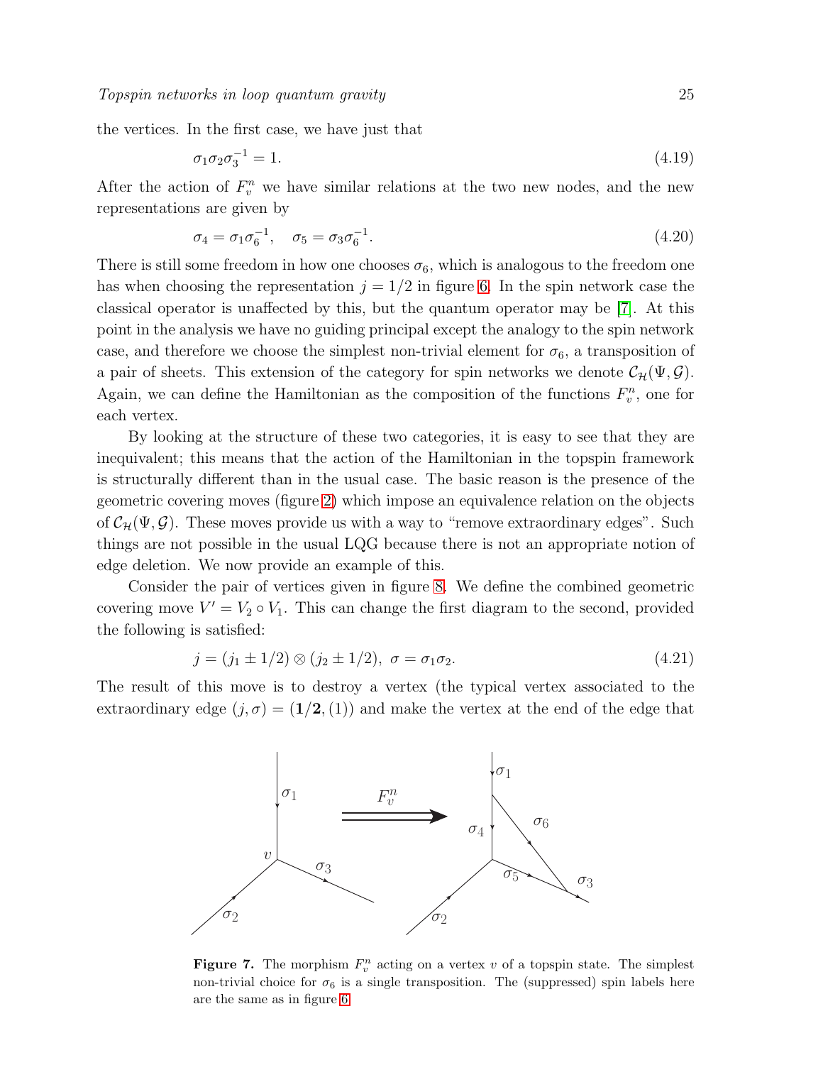the vertices. In the first case, we have just that

$$\sigma_1 \sigma_2 \sigma_3^{-1} = 1. \tag{4.19}$$

After the action of $F_v^n$ we have similar relations at the two new nodes, and the new representations are given by

$$\sigma_4 = \sigma_1 \sigma_6^{-1}, \quad \sigma_5 = \sigma_3 \sigma_6^{-1}. \tag{4.20}$$

There is still some freedom in how one chooses $\sigma_6$, which is analogous to the freedom one has when choosing the representation $j = 1/2$ in figure 6. In the spin network case the classical operator is unaffected by this, but the quantum operator may be [7]. At this point in the analysis we have no guiding principal except the analogy to the spin network case, and therefore we choose the simplest non-trivial element for $\sigma_6$, a transposition of a pair of sheets. This extension of the category for spin networks we denote $\mathcal{C}_{\mathcal{H}}(\Psi, \mathcal{G})$. Again, we can define the Hamiltonian as the composition of the functions $F_v^n$, one for each vertex.

By looking at the structure of these two categories, it is easy to see that they are inequivalent; this means that the action of the Hamiltonian in the topspin framework is structurally different than in the usual case. The basic reason is the presence of the geometric covering moves (figure 2) which impose an equivalence relation on the objects of $\mathcal{C}_{\mathcal{H}}(\Psi, \mathcal{G})$. These moves provide us with a way to "remove extraordinary edges". Such things are not possible in the usual LQG because there is not an appropriate notion of edge deletion. We now provide an example of this.

Consider the pair of vertices given in figure 8. We define the combined geometric covering move $V' = V_2 \circ V_1$. This can change the first diagram to the second, provided the following is satisfied:

$$j = (j_1 \pm 1/2) \otimes (j_2 \pm 1/2), \ \sigma = \sigma_1 \sigma_2. \tag{4.21}$$

The result of this move is to destroy a vertex (the typical vertex associated to the extraordinary edge $(j, \sigma) = (\mathbf{1/2}, (1))$ and make the vertex at the end of the edge that

**Figure 7.** The morphism $F_v^n$ acting on a vertex $v$ of a topspin state. The simplest non-trivial choice for $\sigma_6$ is a single transposition. The (suppressed) spin labels here are the same as in figure 6.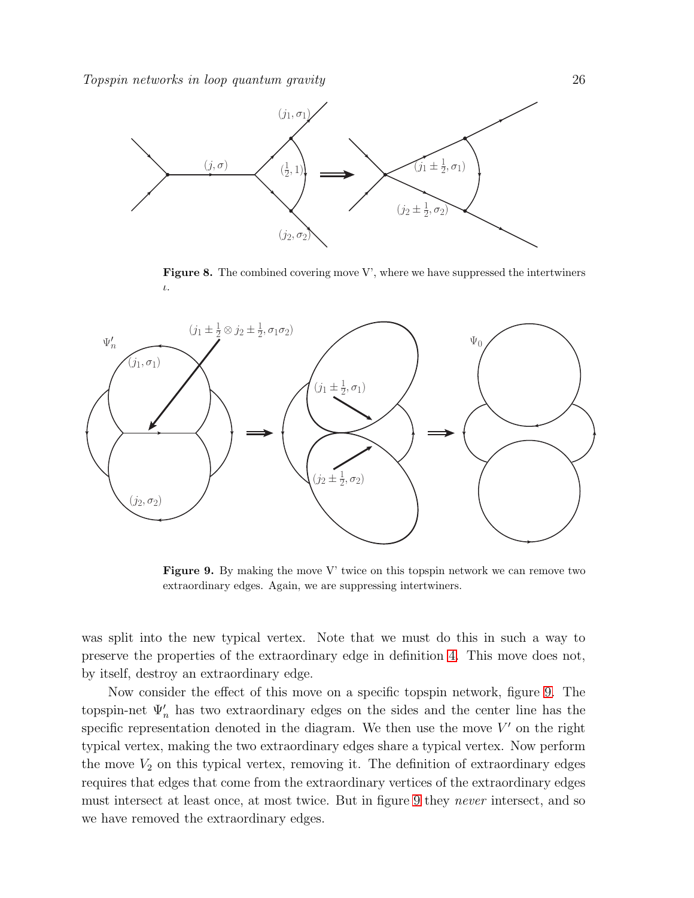**Figure 8.** The combined covering move V', where we have suppressed the intertwiners $\iota$.

**Figure 9.** By making the move V' twice on this topspin network we can remove two extraordinary edges. Again, we are suppressing intertwiners.

was split into the new typical vertex. Note that we must do this in such a way to preserve the properties of the extraordinary edge in definition 4. This move does not, by itself, destroy an extraordinary edge.

Now consider the effect of this move on a specific topspin network, figure 9. The topspin-net $\Psi'_n$ has two extraordinary edges on the sides and the center line has the specific representation denoted in the diagram. We then use the move $V'$ on the right typical vertex, making the two extraordinary edges share a typical vertex. Now perform the move $V_2$ on this typical vertex, removing it. The definition of extraordinary edges requires that edges that come from the extraordinary vertices of the extraordinary edges must intersect at least once, at most twice. But in figure 9 they *never* intersect, and so we have removed the extraordinary edges.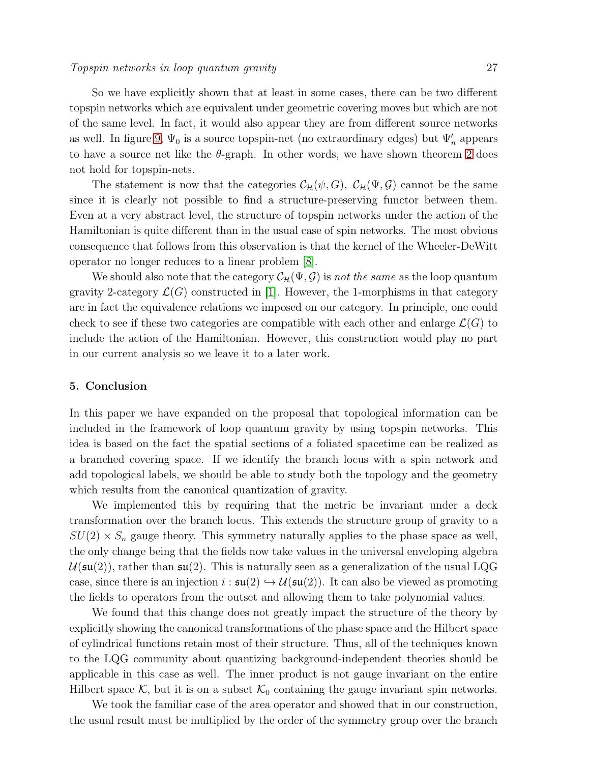So we have explicitly shown that at least in some cases, there can be two different topspin networks which are equivalent under geometric covering moves but which are not of the same level. In fact, it would also appear they are from different source networks as well. In figure 9, $\Psi_0$ is a source topspin-net (no extraordinary edges) but $\Psi'_n$ appears to have a source net like the $\theta$-graph. In other words, we have shown theorem 2 does not hold for topspin-nets.

The statement is now that the categories $\mathcal{C}_{\mathcal{H}}(\psi, G)$, $\mathcal{C}_{\mathcal{H}}(\Psi, \mathcal{G})$ cannot be the same since it is clearly not possible to find a structure-preserving functor between them. Even at a very abstract level, the structure of topspin networks under the action of the Hamiltonian is quite different than in the usual case of spin networks. The most obvious consequence that follows from this observation is that the kernel of the Wheeler-DeWitt operator no longer reduces to a linear problem [8].

We should also note that the category $\mathcal{C}_{\mathcal{H}}(\Psi, \mathcal{G})$ is *not the same* as the loop quantum gravity 2-category $\mathcal{L}(G)$ constructed in [1]. However, the 1-morphisms in that category are in fact the equivalence relations we imposed on our category. In principle, one could check to see if these two categories are compatible with each other and enlarge $\mathcal{L}(G)$ to include the action of the Hamiltonian. However, this construction would play no part in our current analysis so we leave it to a later work.

## 5. Conclusion

In this paper we have expanded on the proposal that topological information can be included in the framework of loop quantum gravity by using topspin networks. This idea is based on the fact the spatial sections of a foliated spacetime can be realized as a branched covering space. If we identify the branch locus with a spin network and add topological labels, we should be able to study both the topology and the geometry which results from the canonical quantization of gravity.

We implemented this by requiring that the metric be invariant under a deck transformation over the branch locus. This extends the structure group of gravity to a $SU(2) \times S_n$ gauge theory. This symmetry naturally applies to the phase space as well, the only change being that the fields now take values in the universal enveloping algebra $\mathcal{U}(\mathfrak{su}(2))$, rather than $\mathfrak{su}(2)$. This is naturally seen as a generalization of the usual LQG case, since there is an injection $i : \mathfrak{su}(2) \hookrightarrow \mathcal{U}(\mathfrak{su}(2))$. It can also be viewed as promoting the fields to operators from the outset and allowing them to take polynomial values.

We found that this change does not greatly impact the structure of the theory by explicitly showing the canonical transformations of the phase space and the Hilbert space of cylindrical functions retain most of their structure. Thus, all of the techniques known to the LQG community about quantizing background-independent theories should be applicable in this case as well. The inner product is not gauge invariant on the entire Hilbert space $\mathcal{K}$, but it is on a subset $\mathcal{K}_0$ containing the gauge invariant spin networks.

We took the familiar case of the area operator and showed that in our construction, the usual result must be multiplied by the order of the symmetry group over the branch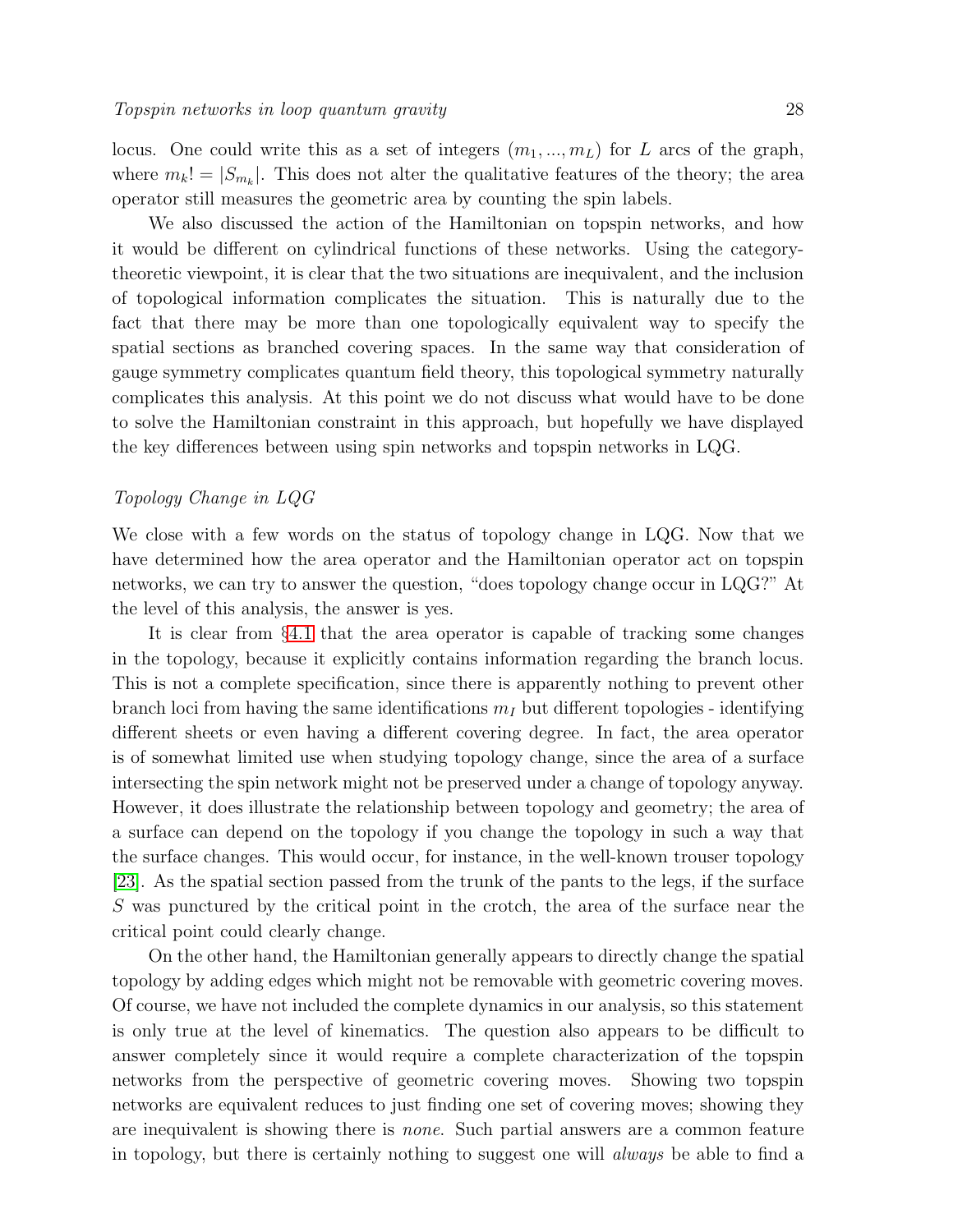locus. One could write this as a set of integers $(m_1, ..., m_L)$ for $L$ arcs of the graph, where $m_k! = |S_{m_k}|$. This does not alter the qualitative features of the theory; the area operator still measures the geometric area by counting the spin labels.

We also discussed the action of the Hamiltonian on topspin networks, and how it would be different on cylindrical functions of these networks. Using the category-theoretic viewpoint, it is clear that the two situations are inequivalent, and the inclusion of topological information complicates the situation. This is naturally due to the fact that there may be more than one topologically equivalent way to specify the spatial sections as branched covering spaces. In the same way that consideration of gauge symmetry complicates quantum field theory, this topological symmetry naturally complicates this analysis. At this point we do not discuss what would have to be done to solve the Hamiltonian constraint in this approach, but hopefully we have displayed the key differences between using spin networks and topspin networks in LQG.

*Topology Change in LQG*

We close with a few words on the status of topology change in LQG. Now that we have determined how the area operator and the Hamiltonian operator act on topspin networks, we can try to answer the question, "does topology change occur in LQG?" At the level of this analysis, the answer is yes.

It is clear from §4.1 that the area operator is capable of tracking some changes in the topology, because it explicitly contains information regarding the branch locus. This is not a complete specification, since there is apparently nothing to prevent other branch loci from having the same identifications $m_I$ but different topologies - identifying different sheets or even having a different covering degree. In fact, the area operator is of somewhat limited use when studying topology change, since the area of a surface intersecting the spin network might not be preserved under a change of topology anyway. However, it does illustrate the relationship between topology and geometry; the area of a surface can depend on the topology if you change the topology in such a way that the surface changes. This would occur, for instance, in the well-known trouser topology [23]. As the spatial section passed from the trunk of the pants to the legs, if the surface $S$ was punctured by the critical point in the crotch, the area of the surface near the critical point could clearly change.

On the other hand, the Hamiltonian generally appears to directly change the spatial topology by adding edges which might not be removable with geometric covering moves. Of course, we have not included the complete dynamics in our analysis, so this statement is only true at the level of kinematics. The question also appears to be difficult to answer completely since it would require a complete characterization of the topspin networks from the perspective of geometric covering moves. Showing two topspin networks are equivalent reduces to just finding one set of covering moves; showing they are inequivalent is showing there is *none*. Such partial answers are a common feature in topology, but there is certainly nothing to suggest one will *always* be able to find a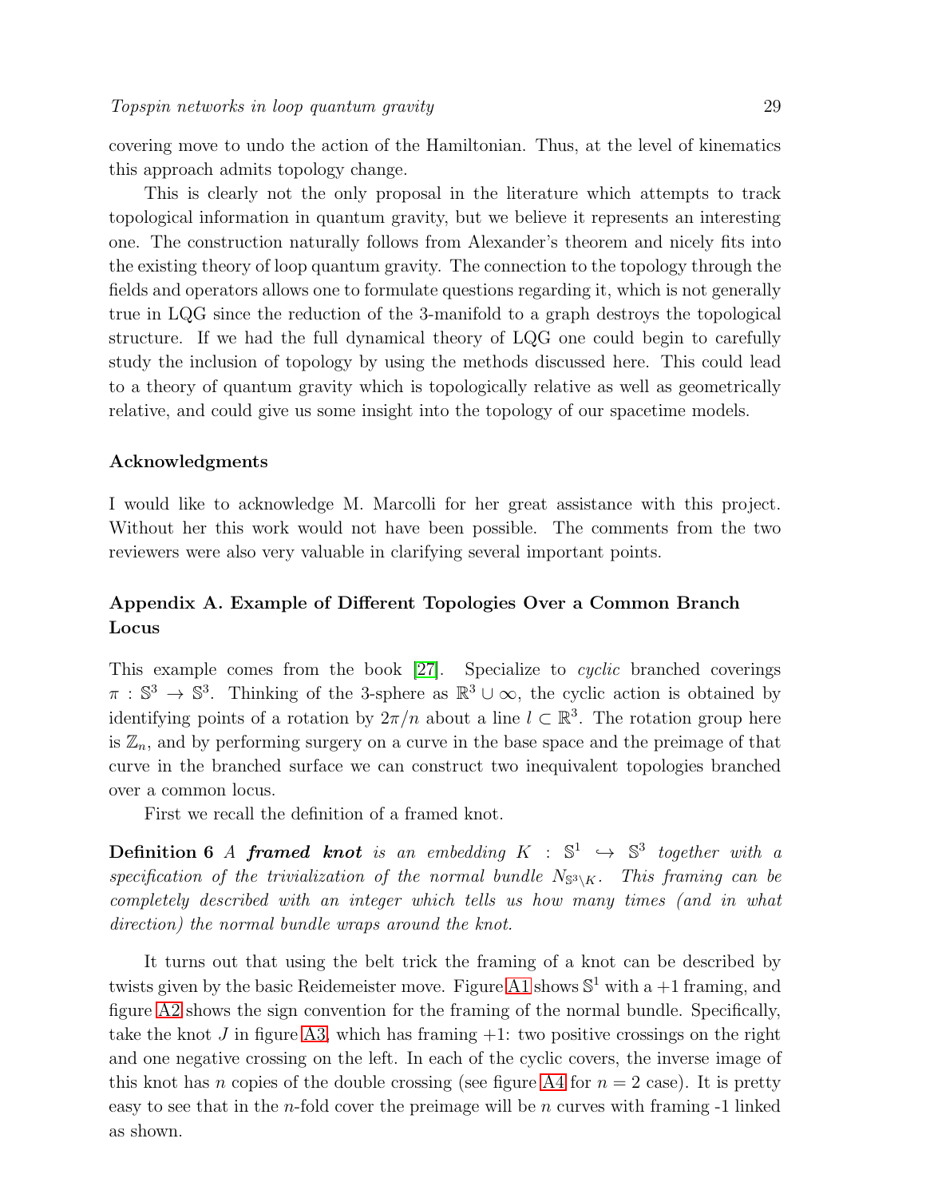covering move to undo the action of the Hamiltonian. Thus, at the level of kinematics this approach admits topology change.

This is clearly not the only proposal in the literature which attempts to track topological information in quantum gravity, but we believe it represents an interesting one. The construction naturally follows from Alexander's theorem and nicely fits into the existing theory of loop quantum gravity. The connection to the topology through the fields and operators allows one to formulate questions regarding it, which is not generally true in LQG since the reduction of the 3-manifold to a graph destroys the topological structure. If we had the full dynamical theory of LQG one could begin to carefully study the inclusion of topology by using the methods discussed here. This could lead to a theory of quantum gravity which is topologically relative as well as geometrically relative, and could give us some insight into the topology of our spacetime models.

### Acknowledgments

I would like to acknowledge M. Marcolli for her great assistance with this project. Without her this work would not have been possible. The comments from the two reviewers were also very valuable in clarifying several important points.

## Appendix A. Example of Different Topologies Over a Common Branch Locus

This example comes from the book [27]. Specialize to *cyclic* branched coverings $\pi : \mathbb{S}^3 \to \mathbb{S}^3$. Thinking of the 3-sphere as $\mathbb{R}^3 \cup \infty$, the cyclic action is obtained by identifying points of a rotation by $2\pi/n$ about a line $l \subset \mathbb{R}^3$. The rotation group here is $\mathbb{Z}_n$, and by performing surgery on a curve in the base space and the preimage of that curve in the branched surface we can construct two inequivalent topologies branched over a common locus.

First we recall the definition of a framed knot.

**Definition 6** *A **framed knot** is an embedding $K : \mathbb{S}^1 \hookrightarrow \mathbb{S}^3$ together with a specification of the trivialization of the normal bundle $N_{\mathbb{S}^3 \setminus K}$. This framing can be completely described with an integer which tells us how many times (and in what direction) the normal bundle wraps around the knot.*

It turns out that using the belt trick the framing of a knot can be described by twists given by the basic Reidemeister move. Figure A1 shows $\mathbb{S}^1$ with a $+1$ framing, and figure A2 shows the sign convention for the framing of the normal bundle. Specifically, take the knot $J$ in figure A3, which has framing $+1$: two positive crossings on the right and one negative crossing on the left. In each of the cyclic covers, the inverse image of this knot has $n$ copies of the double crossing (see figure A4 for $n = 2$ case). It is pretty easy to see that in the $n$-fold cover the preimage will be $n$ curves with framing -1 linked as shown.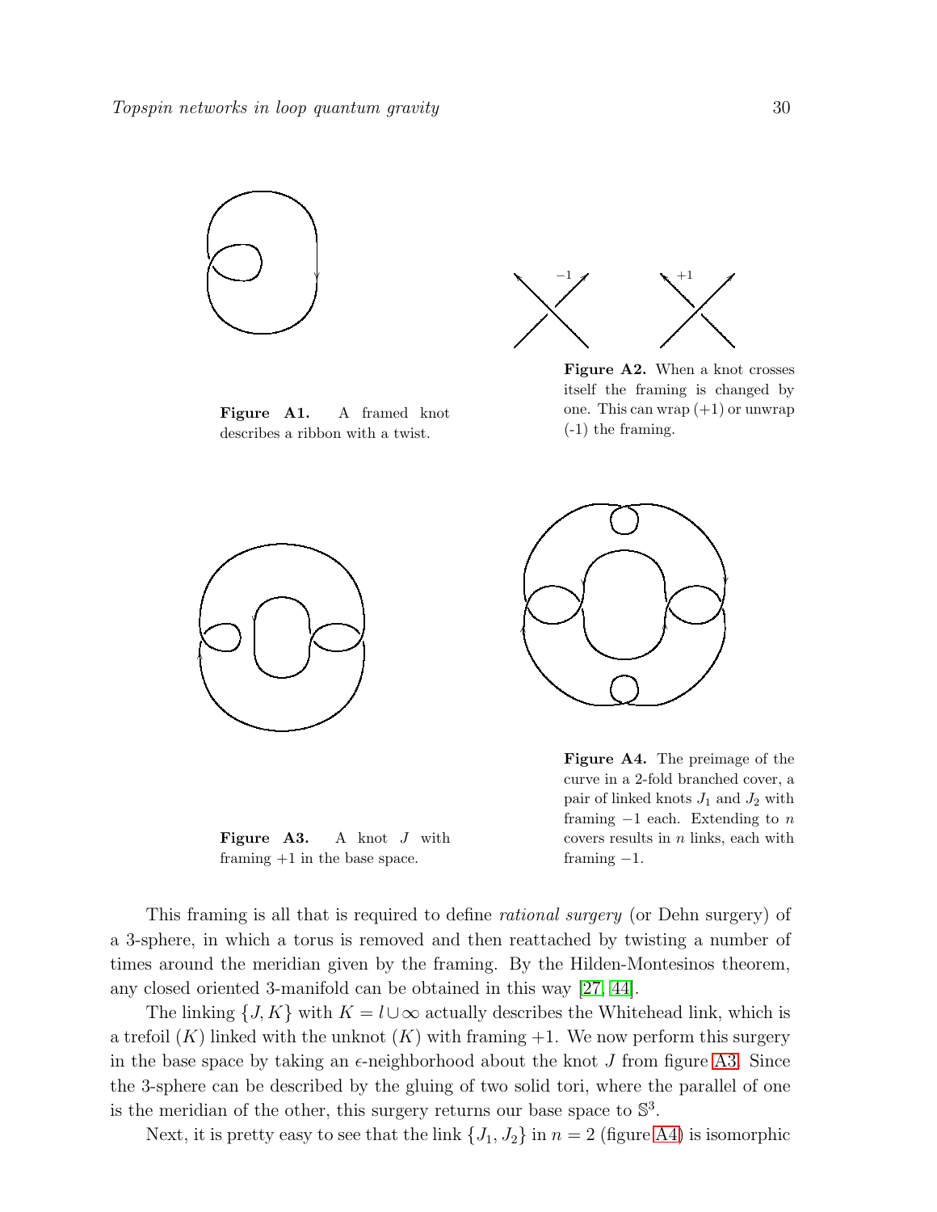**Figure A1.** A framed knot describes a ribbon with a twist.

**Figure A2.** When a knot crosses itself the framing is changed by one. This can wrap (+1) or unwrap (-1) the framing.

**Figure A3.** A knot $J$ with framing $+1$ in the base space.

**Figure A4.** The preimage of the curve in a 2-fold branched cover, a pair of linked knots $J_1$ and $J_2$ with framing $-1$ each. Extending to $n$ covers results in $n$ links, each with framing $-1$.

This framing is all that is required to define *rational surgery* (or Dehn surgery) of a 3-sphere, in which a torus is removed and then reattached by twisting a number of times around the meridian given by the framing. By the Hilden-Montesinos theorem, any closed oriented 3-manifold can be obtained in this way [27, 44].

The linking $\{J, K\}$ with $K = l \cup \infty$ actually describes the Whitehead link, which is a trefoil ($K$) linked with the unknot ($K$) with framing $+1$. We now perform this surgery in the base space by taking an $\epsilon$-neighborhood about the knot $J$ from figure A3. Since the 3-sphere can be described by the gluing of two solid tori, where the parallel of one is the meridian of the other, this surgery returns our base space to $\mathbb{S}^3$.

Next, it is pretty easy to see that the link $\{J_1, J_2\}$ in $n = 2$ (figure A4) is isomorphic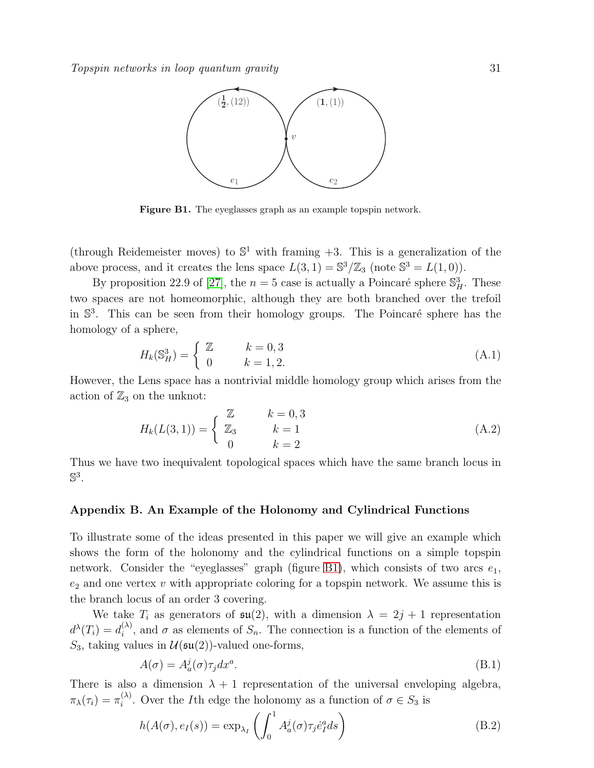**Figure B1.** The eyeglasses graph as an example topspin network.

(through Reidemeister moves) to $\mathbb{S}^1$ with framing $+3$. This is a generalization of the above process, and it creates the lens space $L(3,1) = \mathbb{S}^3/\mathbb{Z}_3$ (note $\mathbb{S}^3 = L(1,0)$).

By proposition 22.9 of [27], the $n = 5$ case is actually a Poincaré sphere $\mathbb{S}^3_H$. These two spaces are not homeomorphic, although they are both branched over the trefoil in $\mathbb{S}^3$. This can be seen from their homology groups. The Poincaré sphere has the homology of a sphere,

$$H_k(\mathbb{S}^3_H) = \begin{cases} \mathbb{Z} & k = 0,3 \\ 0 & k = 1,2. \end{cases} \tag{A.1}$$

However, the Lens space has a nontrivial middle homology group which arises from the action of $\mathbb{Z}_3$ on the unknot:

$$H_k(L(3,1)) = \begin{cases} \mathbb{Z} & k = 0,3 \\ \mathbb{Z}_3 & k = 1 \\ 0 & k = 2 \end{cases} \tag{A.2}$$

Thus we have two inequivalent topological spaces which have the same branch locus in $\mathbb{S}^3$.

## Appendix B. An Example of the Holonomy and Cylindrical Functions

To illustrate some of the ideas presented in this paper we will give an example which shows the form of the holonomy and the cylindrical functions on a simple topspin network. Consider the "eyeglasses" graph (figure B1), which consists of two arcs $e_1$, $e_2$ and one vertex $v$ with appropriate coloring for a topspin network. We assume this is the branch locus of an order 3 covering.

We take $T_i$ as generators of $\mathfrak{su}(2)$, with a dimension $\lambda = 2j+1$ representation $d^\lambda(T_i) = d_i^{(\lambda)}$, and $\sigma$ as elements of $S_n$. The connection is a function of the elements of $S_3$, taking values in $\mathcal{U}(\mathfrak{su}(2))$-valued one-forms,

$$A(\sigma) = A_a^j(\sigma)\tau_j dx^a. \tag{B.1}$$

There is also a dimension $\lambda + 1$ representation of the universal enveloping algebra, $\pi_\lambda(\tau_i) = \pi_i^{(\lambda)}$. Over the $I$th edge the holonomy as a function of $\sigma \in S_3$ is

$$h(A(\sigma), e_I(s)) = \exp_{\lambda_I}\left(\int_0^1 A_a^j(\sigma)\tau_j \dot{e}_I^a ds\right) \tag{B.2}$$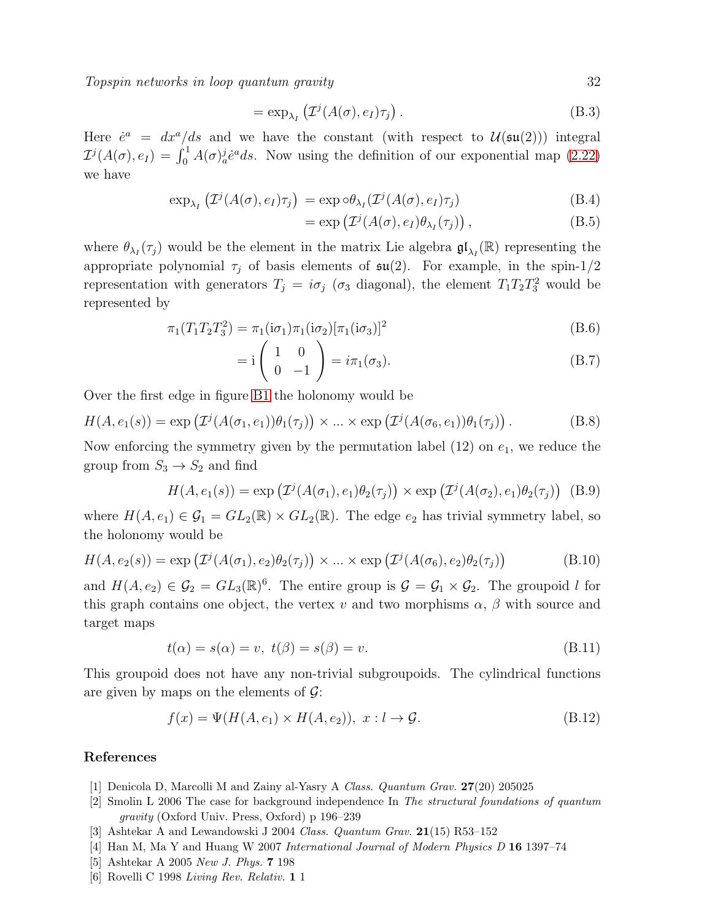$$= \exp_{\lambda_I}\left(\mathcal{I}^j(A(\sigma), e_I)\tau_j\right). \tag{B.3}$$

Here $\dot{e}^a = dx^a/ds$ and we have the constant (with respect to $\mathcal{U}(\mathfrak{su}(2))$) integral $\mathcal{I}^j(A(\sigma), e_I) = \int_0^1 A(\sigma)^j_a \dot{e}^a ds$. Now using the definition of our exponential map (2.22) we have

$$\exp_{\lambda_I}\left(\mathcal{I}^j(A(\sigma), e_I)\tau_j\right) = \exp \circ \theta_{\lambda_I}(\mathcal{I}^j(A(\sigma), e_I)\tau_j) \tag{B.4}$$

$$= \exp\left(\mathcal{I}^j(A(\sigma), e_I)\theta_{\lambda_I}(\tau_j)\right), \tag{B.5}$$

where $\theta_{\lambda_I}(\tau_j)$ would be the element in the matrix Lie algebra $\mathfrak{gl}_{\lambda_I}(\mathbb{R})$ representing the appropriate polynomial $\tau_j$ of basis elements of $\mathfrak{su}(2)$. For example, in the spin-1/2 representation with generators $T_j = i\sigma_j$ ($\sigma_3$ diagonal), the element $T_1 T_2 T_3^2$ would be represented by

$$\pi_1(T_1 T_2 T_3^2) = \pi_1(\mathrm{i}\sigma_1)\pi_1(\mathrm{i}\sigma_2)[\pi_1(\mathrm{i}\sigma_3)]^2 \tag{B.6}$$

$$= \mathrm{i}\begin{pmatrix} 1 & 0 \\ 0 & -1 \end{pmatrix} = i\pi_1(\sigma_3). \tag{B.7}$$

Over the first edge in figure B1 the holonomy would be

$$H(A, e_1(s)) = \exp\left(\mathcal{I}^j(A(\sigma_1, e_1))\theta_1(\tau_j)\right) \times \ldots \times \exp\left(\mathcal{I}^j(A(\sigma_6, e_1))\theta_1(\tau_j)\right). \tag{B.8}$$

Now enforcing the symmetry given by the permutation label (12) on $e_1$, we reduce the group from $S_3 \to S_2$ and find

$$H(A, e_1(s)) = \exp\left(\mathcal{I}^j(A(\sigma_1), e_1)\theta_2(\tau_j)\right) \times \exp\left(\mathcal{I}^j(A(\sigma_2), e_1)\theta_2(\tau_j)\right) \tag{B.9}$$

where $H(A, e_1) \in \mathcal{G}_1 = GL_2(\mathbb{R}) \times GL_2(\mathbb{R})$. The edge $e_2$ has trivial symmetry label, so the holonomy would be

$$H(A, e_2(s)) = \exp\left(\mathcal{I}^j(A(\sigma_1), e_2)\theta_2(\tau_j)\right) \times \ldots \times \exp\left(\mathcal{I}^j(A(\sigma_6), e_2)\theta_2(\tau_j)\right) \tag{B.10}$$

and $H(A, e_2) \in \mathcal{G}_2 = GL_3(\mathbb{R})^6$. The entire group is $\mathcal{G} = \mathcal{G}_1 \times \mathcal{G}_2$. The groupoid $l$ for this graph contains one object, the vertex $v$ and two morphisms $\alpha$, $\beta$ with source and target maps

$$t(\alpha) = s(\alpha) = v, \; t(\beta) = s(\beta) = v. \tag{B.11}$$

This groupoid does not have any non-trivial subgroupoids. The cylindrical functions are given by maps on the elements of $\mathcal{G}$:

$$f(x) = \Psi(H(A, e_1) \times H(A, e_2)), \; x : l \to \mathcal{G}. \tag{B.12}$$

## References

[1] Denicola D, Marcolli M and Zainy al-Yasry A *Class. Quantum Grav.* **27**(20) 205025

[2] Smolin L 2006 The case for background independence In *The structural foundations of quantum gravity* (Oxford Univ. Press, Oxford) p 196–239

[3] Ashtekar A and Lewandowski J 2004 *Class. Quantum Grav.* **21**(15) R53–152

[4] Han M, Ma Y and Huang W 2007 *International Journal of Modern Physics D* **16** 1397–74

[5] Ashtekar A 2005 *New J. Phys.* **7** 198

[6] Rovelli C 1998 *Living Rev. Relativ.* **1** 1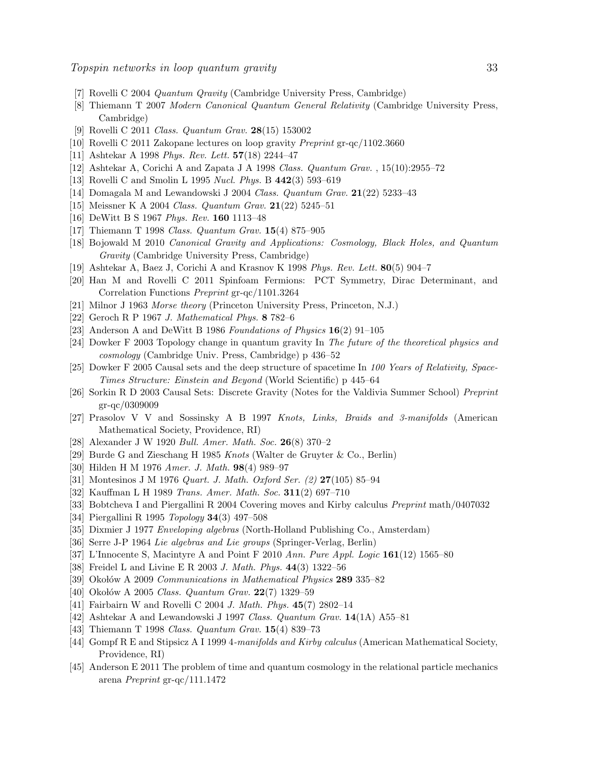[7] Rovelli C 2004 *Quantum Qravity* (Cambridge University Press, Cambridge)

[8] Thiemann T 2007 *Modern Canonical Quantum General Relativity* (Cambridge University Press, Cambridge)

[9] Rovelli C 2011 *Class. Quantum Grav.* **28**(15) 153002

[10] Rovelli C 2011 Zakopane lectures on loop gravity *Preprint* gr-qc/1102.3660

[11] Ashtekar A 1998 *Phys. Rev. Lett.* **57**(18) 2244–47

[12] Ashtekar A, Corichi A and Zapata J A 1998 *Class. Quantum Grav.* , 15(10):2955–72

[13] Rovelli C and Smolin L 1995 *Nucl. Phys.* B **442**(3) 593–619

[14] Domagala M and Lewandowski J 2004 *Class. Quantum Grav.* **21**(22) 5233–43

[15] Meissner K A 2004 *Class. Quantum Grav.* **21**(22) 5245–51

[16] DeWitt B S 1967 *Phys. Rev.* **160** 1113–48

[17] Thiemann T 1998 *Class. Quantum Grav.* **15**(4) 875–905

[18] Bojowald M 2010 *Canonical Gravity and Applications: Cosmology, Black Holes, and Quantum Gravity* (Cambridge University Press, Cambridge)

[19] Ashtekar A, Baez J, Corichi A and Krasnov K 1998 *Phys. Rev. Lett.* **80**(5) 904–7

[20] Han M and Rovelli C 2011 Spinfoam Fermions: PCT Symmetry, Dirac Determinant, and Correlation Functions *Preprint* gr-qc/1101.3264

[21] Milnor J 1963 *Morse theory* (Princeton University Press, Princeton, N.J.)

[22] Geroch R P 1967 *J. Mathematical Phys.* **8** 782–6

[23] Anderson A and DeWitt B 1986 *Foundations of Physics* **16**(2) 91–105

[24] Dowker F 2003 Topology change in quantum gravity In *The future of the theoretical physics and cosmology* (Cambridge Univ. Press, Cambridge) p 436–52

[25] Dowker F 2005 Causal sets and the deep structure of spacetime In *100 Years of Relativity, Space-Times Structure: Einstein and Beyond* (World Scientific) p 445–64

[26] Sorkin R D 2003 Causal Sets: Discrete Gravity (Notes for the Valdivia Summer School) *Preprint* gr-qc/0309009

[27] Prasolov V V and Sossinsky A B 1997 *Knots, Links, Braids and 3-manifolds* (American Mathematical Society, Providence, RI)

[28] Alexander J W 1920 *Bull. Amer. Math. Soc.* **26**(8) 370–2

[29] Burde G and Zieschang H 1985 *Knots* (Walter de Gruyter & Co., Berlin)

[30] Hilden H M 1976 *Amer. J. Math.* **98**(4) 989–97

[31] Montesinos J M 1976 *Quart. J. Math. Oxford Ser. (2)* **27**(105) 85–94

[32] Kauffman L H 1989 *Trans. Amer. Math. Soc.* **311**(2) 697–710

[33] Bobtcheva I and Piergallini R 2004 Covering moves and Kirby calculus *Preprint* math/0407032

[34] Piergallini R 1995 *Topology* **34**(3) 497–508

[35] Dixmier J 1977 *Enveloping algebras* (North-Holland Publishing Co., Amsterdam)

[36] Serre J-P 1964 *Lie algebras and Lie groups* (Springer-Verlag, Berlin)

[37] L'Innocente S, Macintyre A and Point F 2010 *Ann. Pure Appl. Logic* **161**(12) 1565–80

[38] Freidel L and Livine E R 2003 *J. Math. Phys.* **44**(3) 1322–56

[39] Okołów A 2009 *Communications in Mathematical Physics* **289** 335–82

[40] Okołów A 2005 *Class. Quantum Grav.* **22**(7) 1329–59

[41] Fairbairn W and Rovelli C 2004 *J. Math. Phys.* **45**(7) 2802–14

[42] Ashtekar A and Lewandowski J 1997 *Class. Quantum Grav.* **14**(1A) A55–81

[43] Thiemann T 1998 *Class. Quantum Grav.* **15**(4) 839–73

[44] Gompf R E and Stipsicz A I 1999 *4-manifolds and Kirby calculus* (American Mathematical Society, Providence, RI)

[45] Anderson E 2011 The problem of time and quantum cosmology in the relational particle mechanics arena *Preprint* gr-qc/111.1472